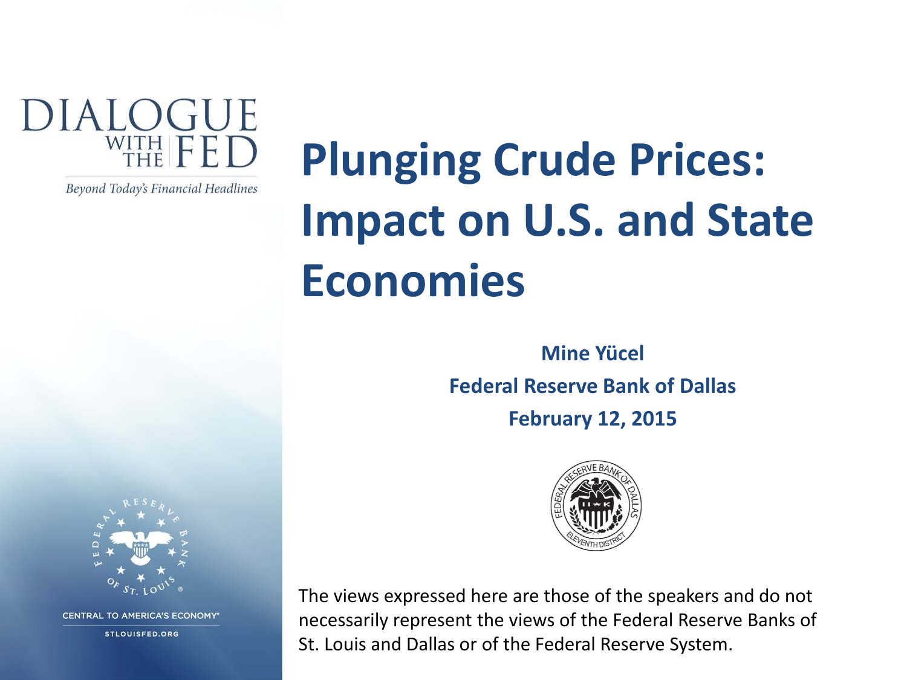DIALOGUE WITH THE FED

*Beyond Today's Financial Headlines*

# Plunging Crude Prices: Impact on U.S. and State Economies

**Mine Yücel**

**Federal Reserve Bank of Dallas**

**February 12, 2015**

CENTRAL TO AMERICA'S ECONOMY

STLOUISFED.ORG

The views expressed here are those of the speakers and do not necessarily represent the views of the Federal Reserve Banks of St. Louis and Dallas or of the Federal Reserve System.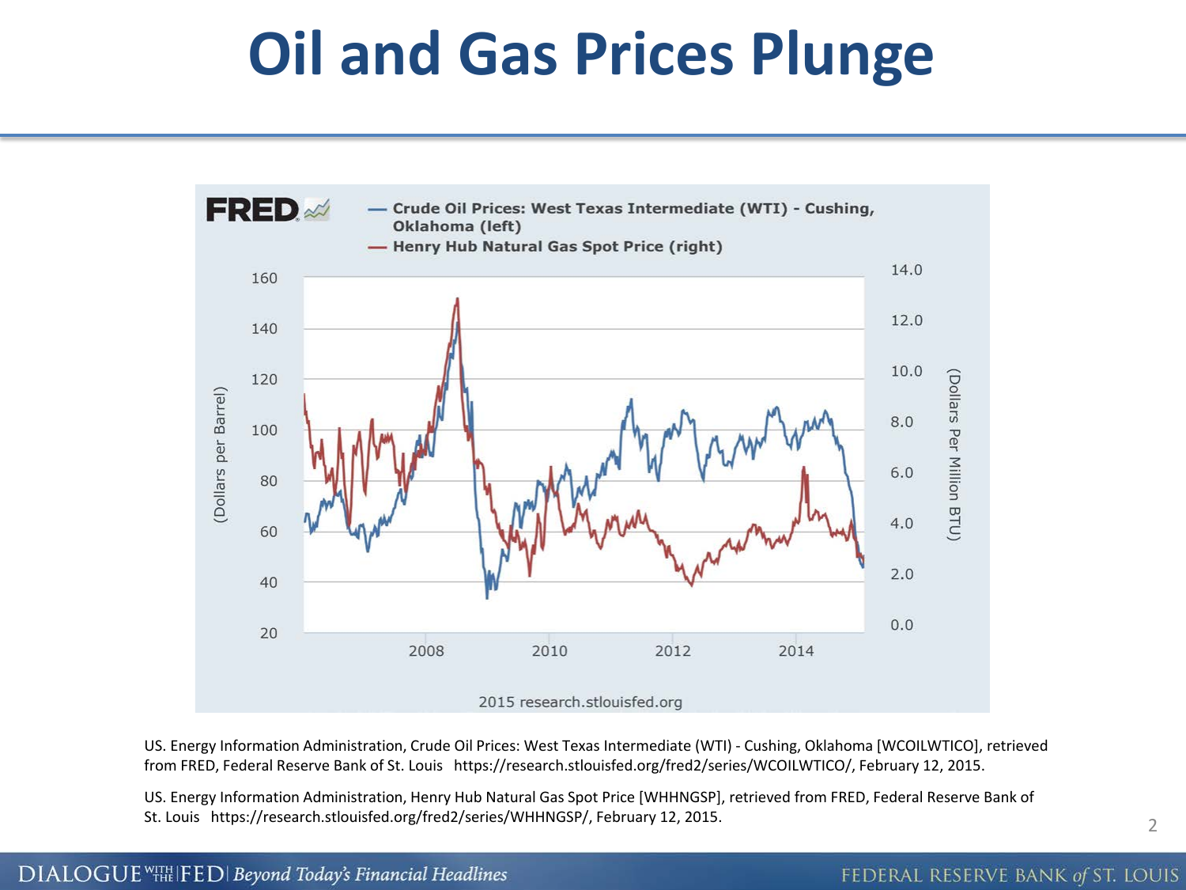# Oil and Gas Prices Plunge

FRED

— Crude Oil Prices: West Texas Intermediate (WTI) - Cushing, Oklahoma (left)
— Henry Hub Natural Gas Spot Price (right)

(Dollars per Barrel) 160, 140, 120, 100, 80, 60, 40, 20

(Dollars Per Million BTU) 14.0, 12.0, 10.0, 8.0, 6.0, 4.0, 2.0, 0.0

2008, 2010, 2012, 2014

2015 research.stlouisfed.org

US. Energy Information Administration, Crude Oil Prices: West Texas Intermediate (WTI) - Cushing, Oklahoma [WCOILWTICO], retrieved from FRED, Federal Reserve Bank of St. Louis https://research.stlouisfed.org/fred2/series/WCOILWTICO/, February 12, 2015.

US. Energy Information Administration, Henry Hub Natural Gas Spot Price [WHHNGSP], retrieved from FRED, Federal Reserve Bank of St. Louis https://research.stlouisfed.org/fred2/series/WHHNGSP/, February 12, 2015.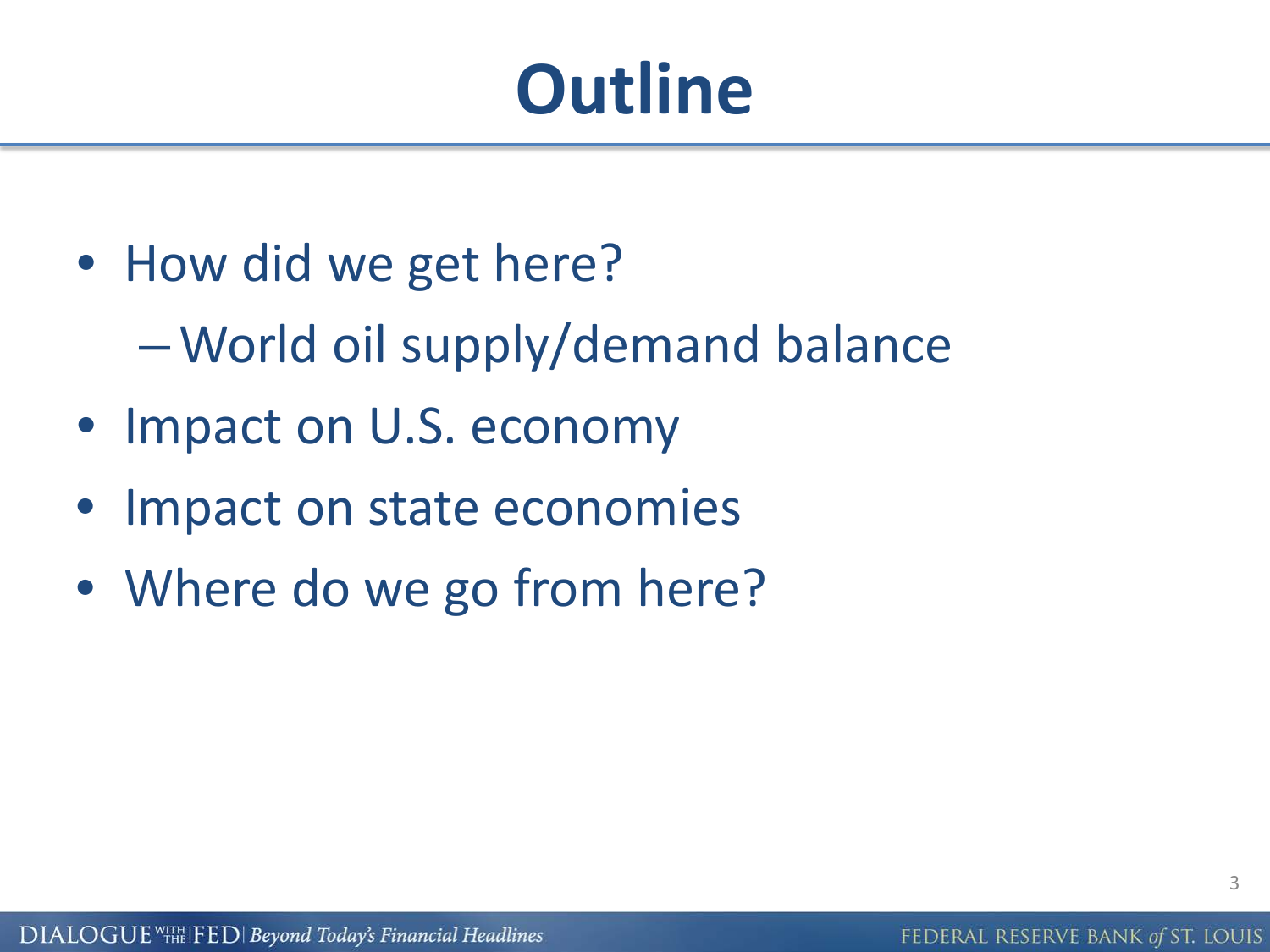# Outline

- How did we get here?
  - World oil supply/demand balance
- Impact on U.S. economy
- Impact on state economies
- Where do we go from here?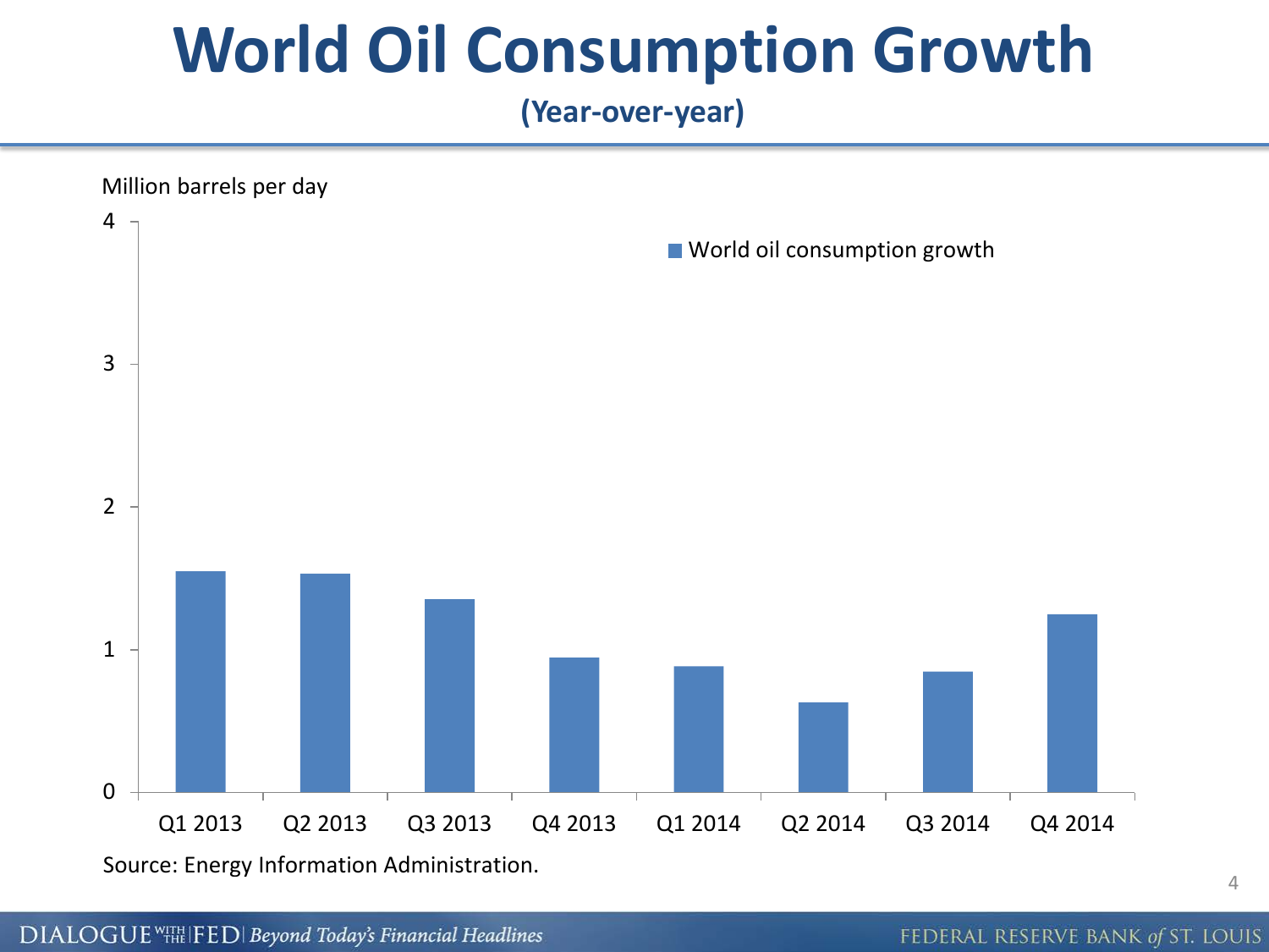# World Oil Consumption Growth

**(Year-over-year)**

Million barrels per day

■ World oil consumption growth

Source: Energy Information Administration.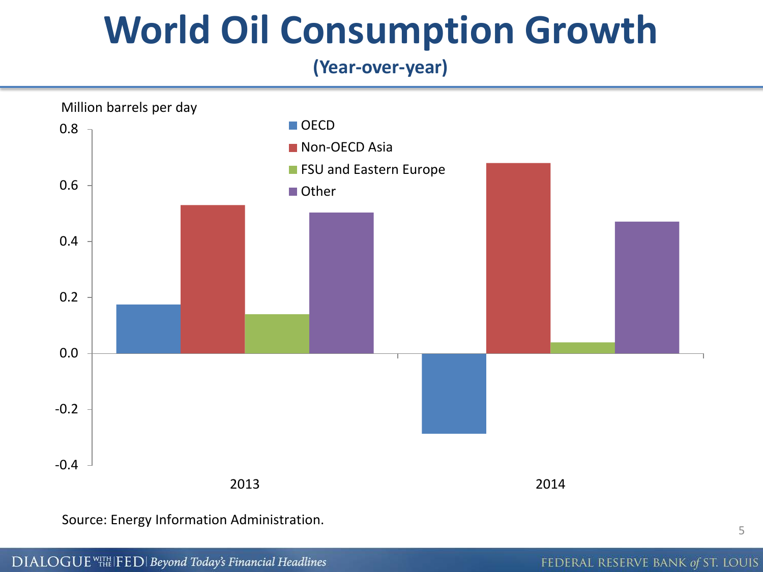# World Oil Consumption Growth

**(Year-over-year)**

Million barrels per day

- OECD
- Non-OECD Asia
- FSU and Eastern Europe
- Other

0.8
0.6
0.4
0.2
0.0
-0.2
-0.4

2013 2014

Source: Energy Information Administration.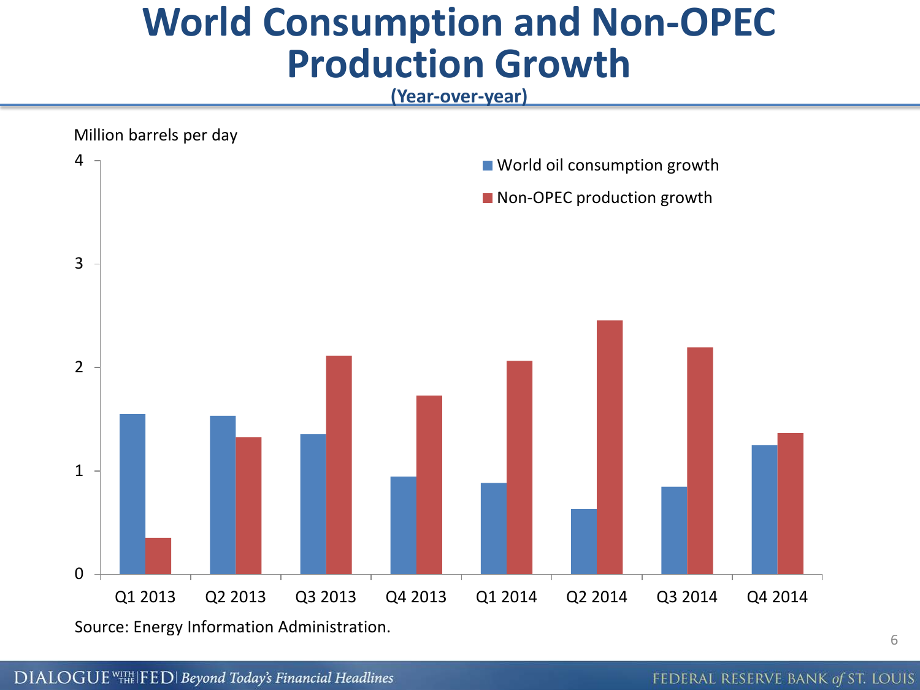# World Consumption and Non-OPEC Production Growth

**(Year-over-year)**

Million barrels per day

| | World oil consumption growth | Non-OPEC production growth |
|---|---|---|
| Q1 2013 | | |
| Q2 2013 | | |
| Q3 2013 | | |
| Q4 2013 | | |
| Q1 2014 | | |
| Q2 2014 | | |
| Q3 2014 | | |
| Q4 2014 | | |

Source: Energy Information Administration.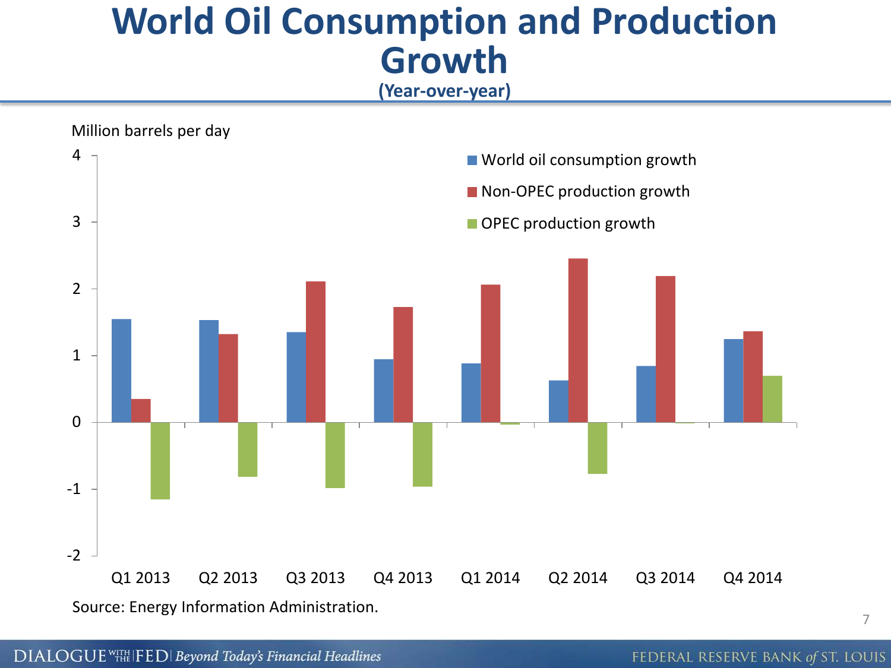# World Oil Consumption and Production Growth

**(Year-over-year)**

Million barrels per day

| | World oil consumption growth | Non-OPEC production growth | OPEC production growth |
|---|---|---|---|
| Q1 2013 | | | |
| Q2 2013 | | | |
| Q3 2013 | | | |
| Q4 2013 | | | |
| Q1 2014 | | | |
| Q2 2014 | | | |
| Q3 2014 | | | |
| Q4 2014 | | | |

Source: Energy Information Administration.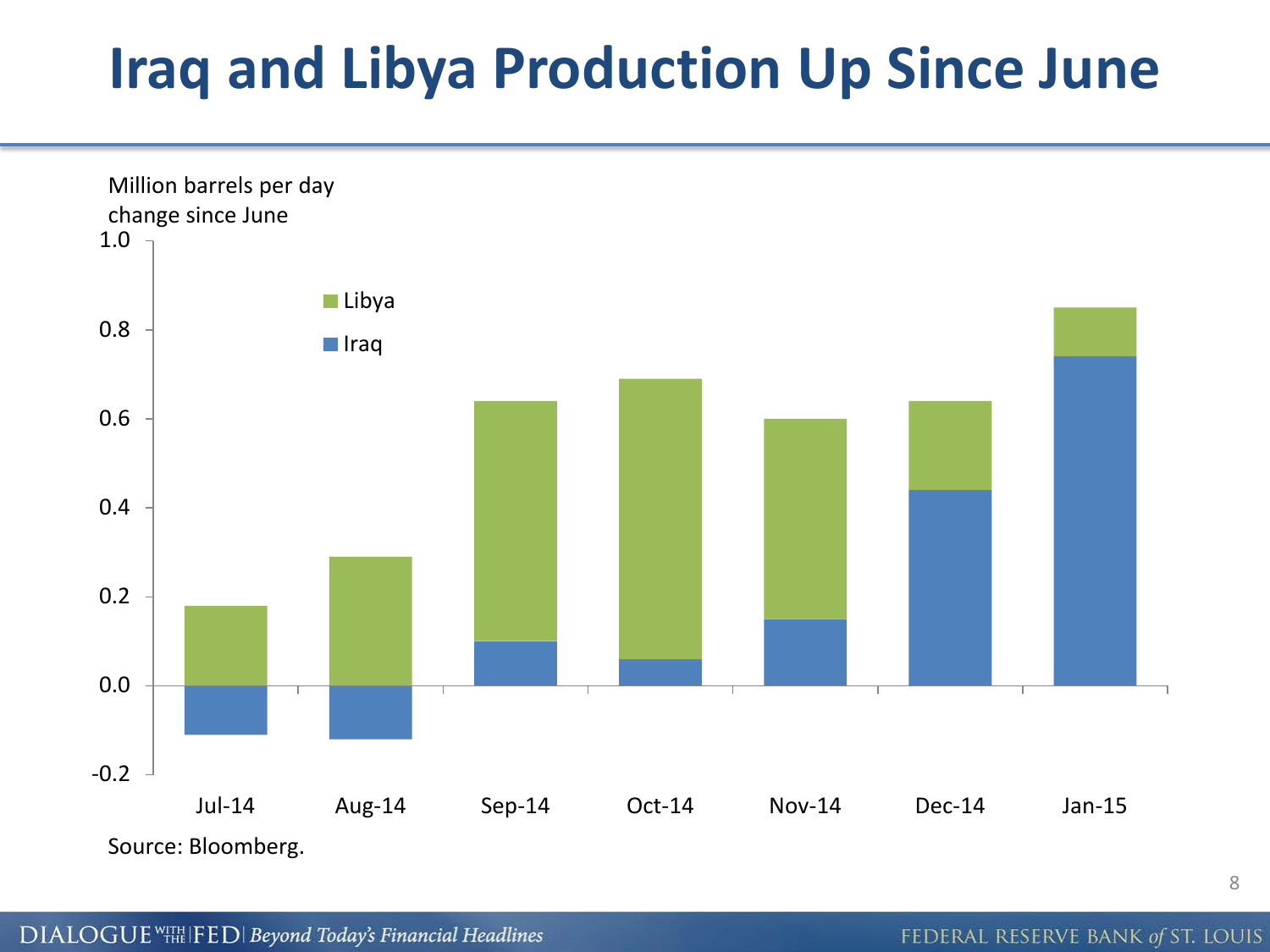# Iraq and Libya Production Up Since June

Million barrels per day change since June

1.0

0.8

0.6

0.4

0.2

0.0

-0.2

Libya

Iraq

Jul-14 Aug-14 Sep-14 Oct-14 Nov-14 Dec-14 Jan-15

Source: Bloomberg.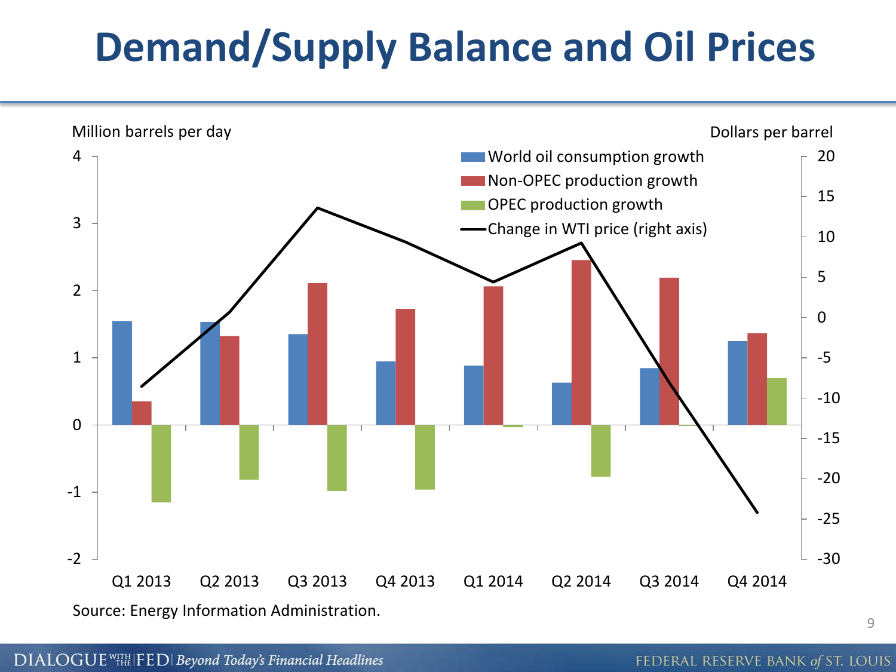# Demand/Supply Balance and Oil Prices

Million barrels per day

Dollars per barrel

- World oil consumption growth
- Non-OPEC production growth
- OPEC production growth
- Change in WTI price (right axis)

Q1 2013, Q2 2013, Q3 2013, Q4 2013, Q1 2014, Q2 2014, Q3 2014, Q4 2014

Source: Energy Information Administration.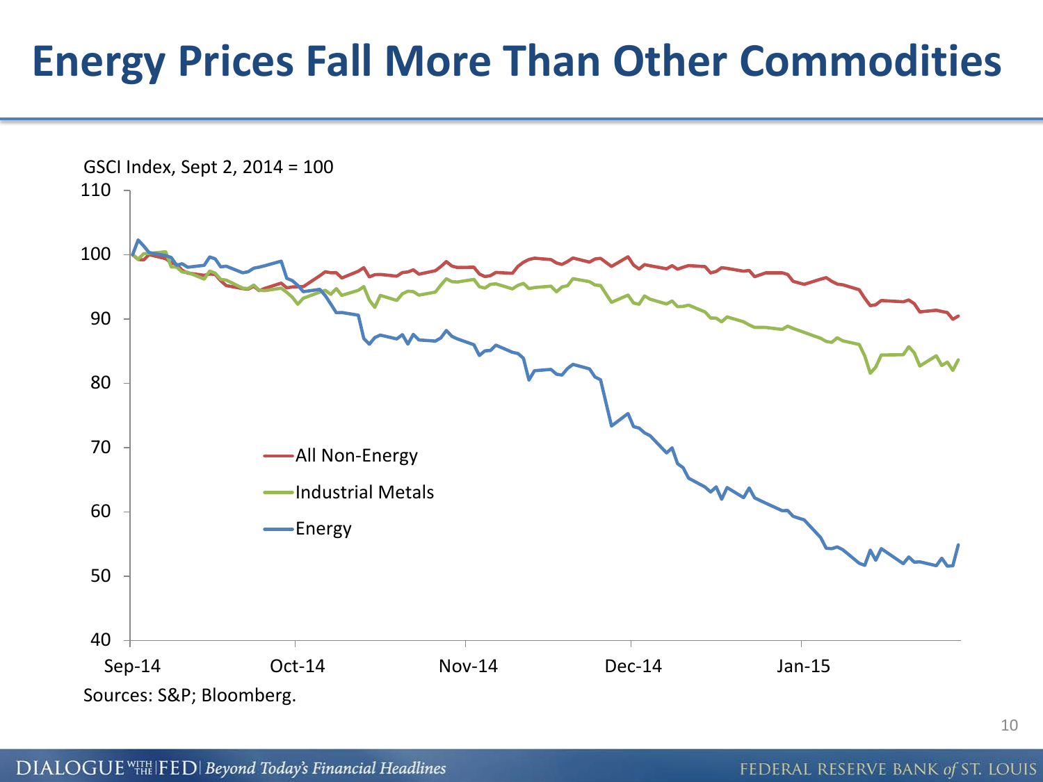# Energy Prices Fall More Than Other Commodities

GSCI Index, Sept 2, 2014 = 100

- All Non-Energy
- Industrial Metals
- Energy

Sources: S&P; Bloomberg.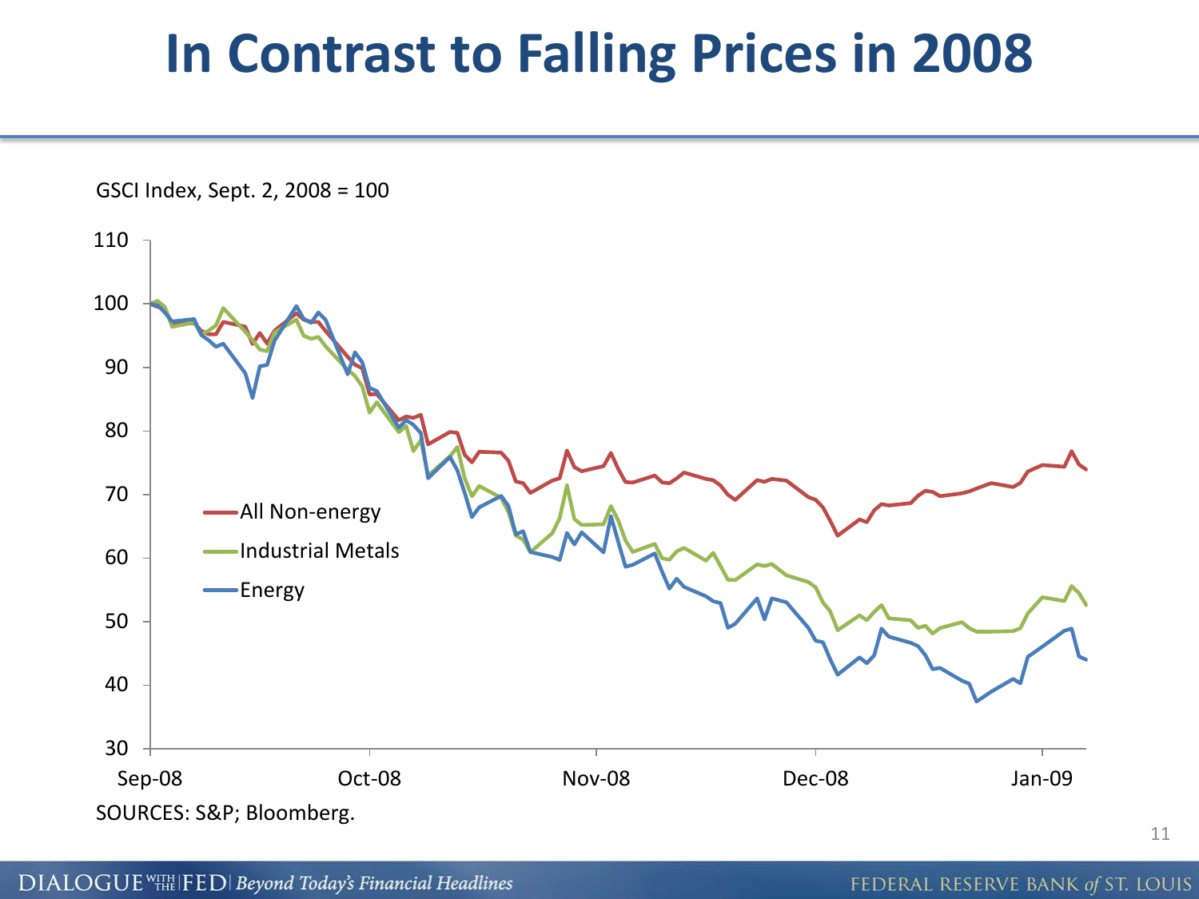# In Contrast to Falling Prices in 2008

GSCI Index, Sept. 2, 2008 = 100

- All Non-energy
- Industrial Metals
- Energy

SOURCES: S&P; Bloomberg.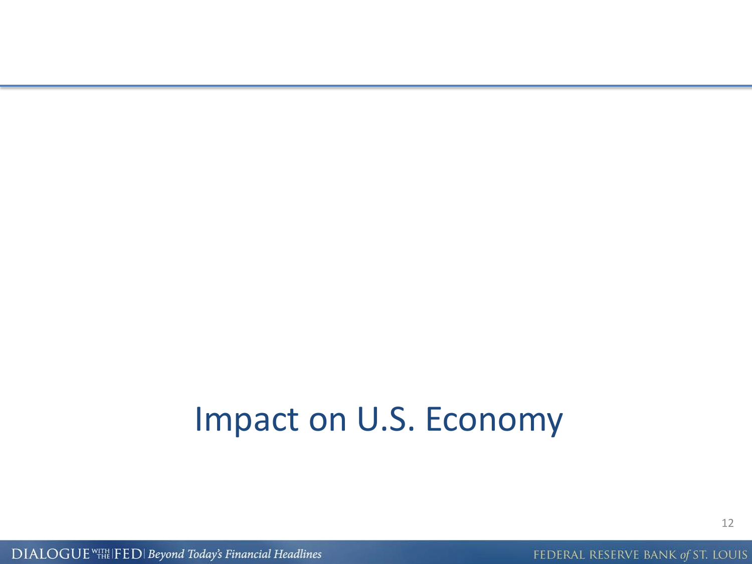# Impact on U.S. Economy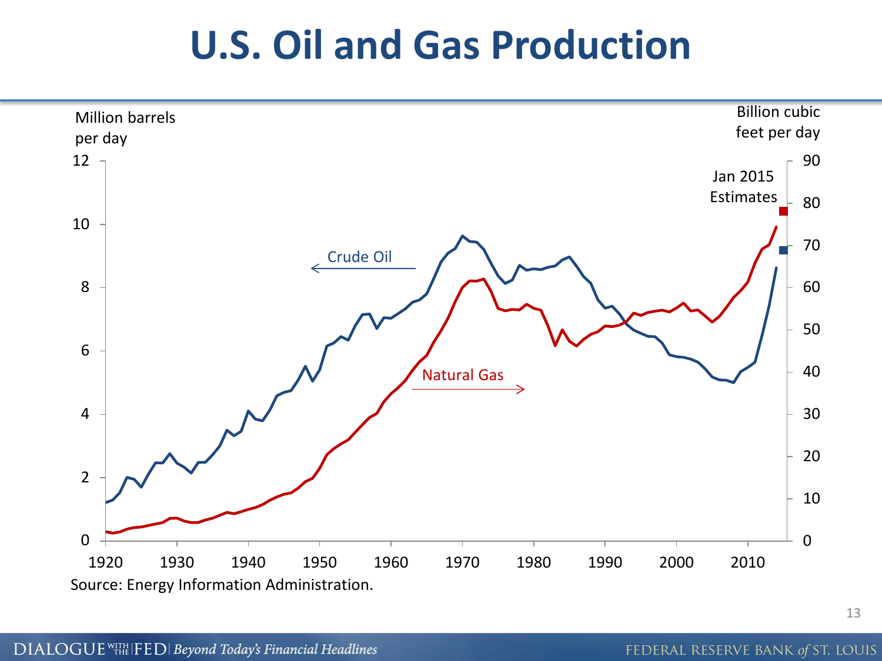# U.S. Oil and Gas Production

Million barrels per day

Billion cubic feet per day

Jan 2015 Estimates

Crude Oil

Natural Gas

Source: Energy Information Administration.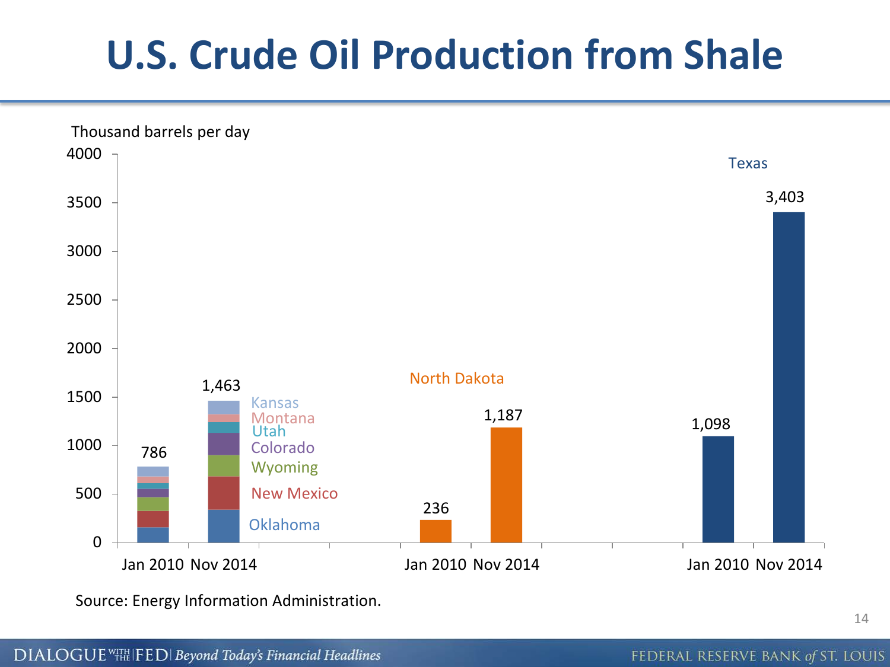# U.S. Crude Oil Production from Shale

Thousand barrels per day

| Region | Jan 2010 | Nov 2014 |
|---|---|---|
| Other states (Kansas, Montana, Utah, Colorado, Wyoming, New Mexico, Oklahoma) | 786 | 1,463 |
| North Dakota | 236 | 1,187 |
| Texas | 1,098 | 3,403 |

Source: Energy Information Administration.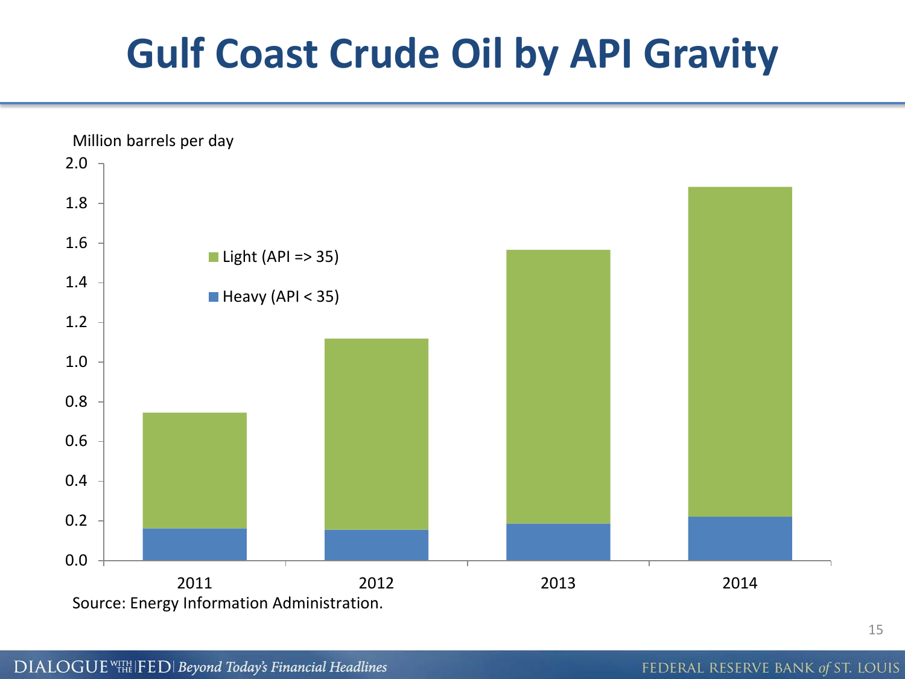# Gulf Coast Crude Oil by API Gravity

Million barrels per day

Light (API => 35)

Heavy (API < 35)

2011 2012 2013 2014

Source: Energy Information Administration.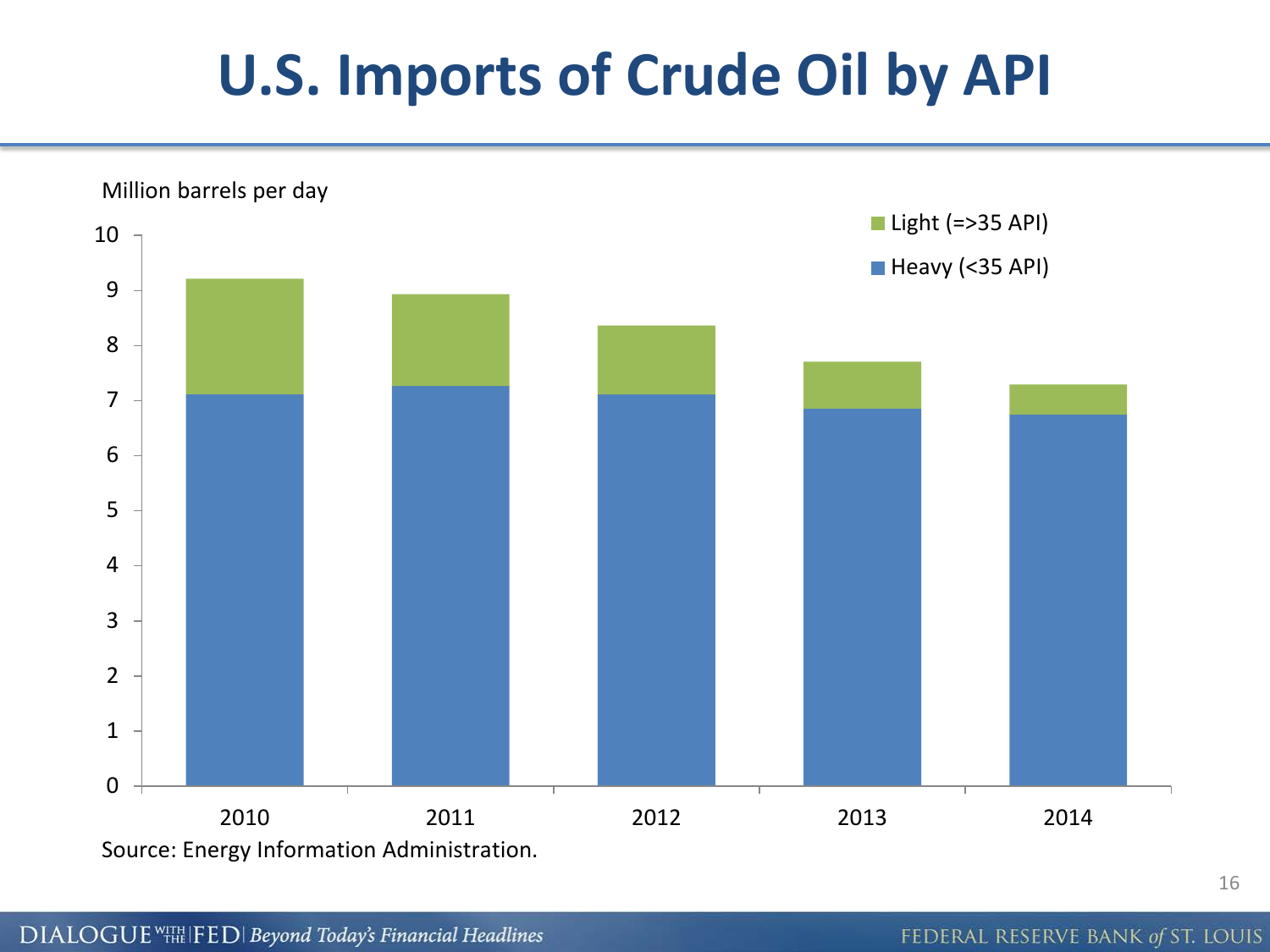# U.S. Imports of Crude Oil by API

Million barrels per day

Light (=>35 API)
Heavy (<35 API)

10
9
8
7
6
5
4
3
2
1
0

2010 2011 2012 2013 2014

Source: Energy Information Administration.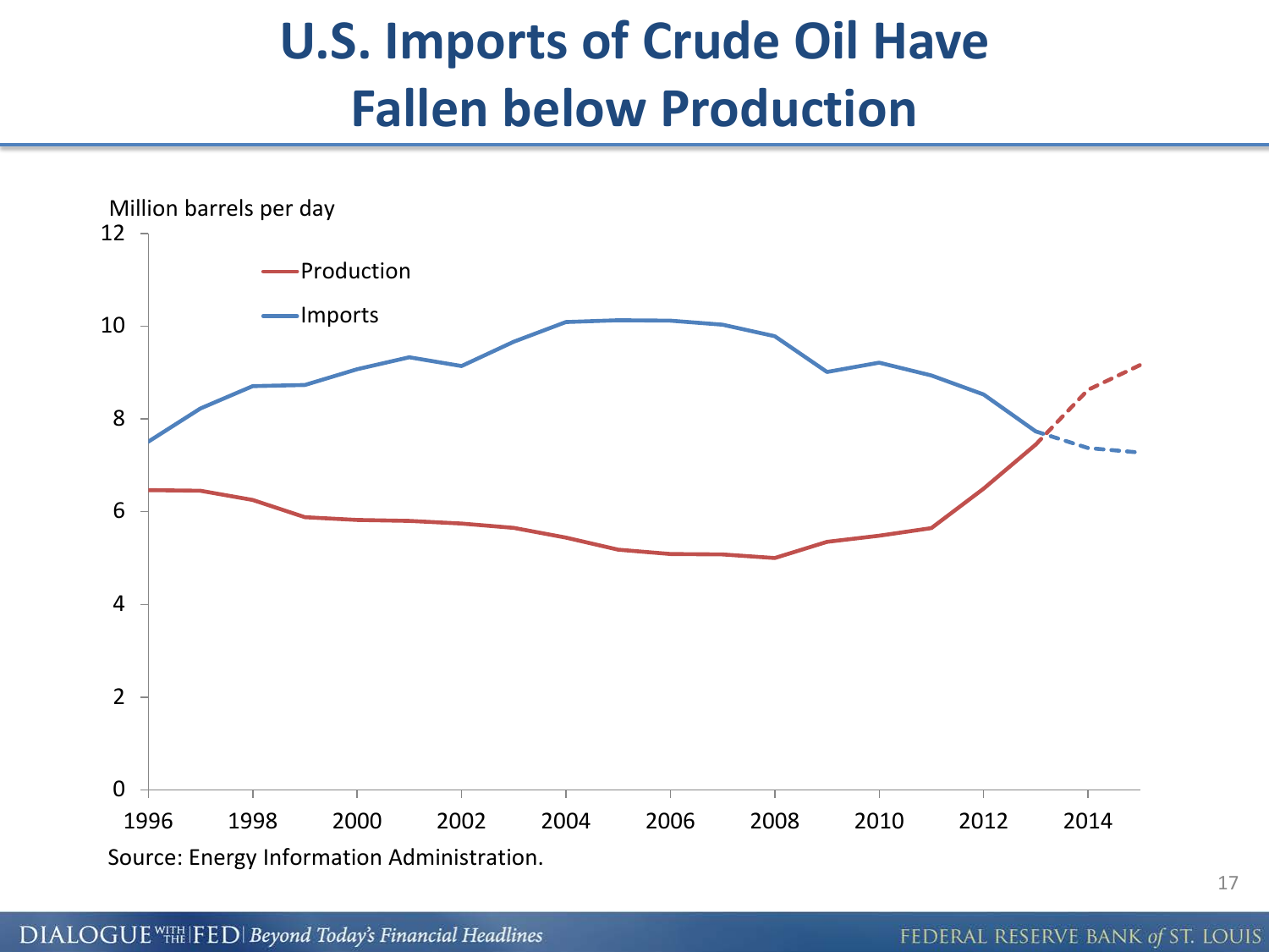# U.S. Imports of Crude Oil Have Fallen below Production

Million barrels per day

Production

Imports

Source: Energy Information Administration.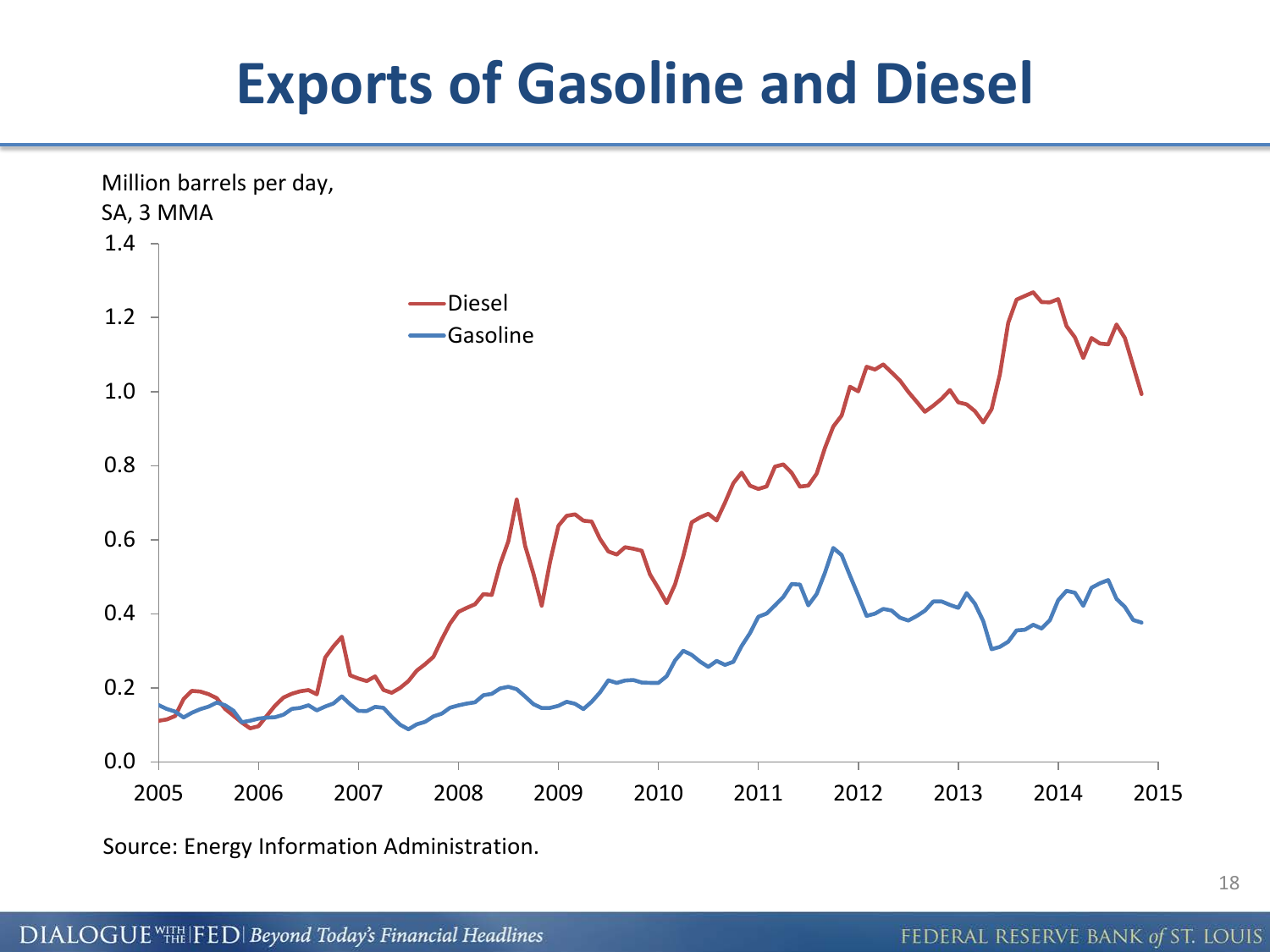# Exports of Gasoline and Diesel

Million barrels per day, SA, 3 MMA

Source: Energy Information Administration.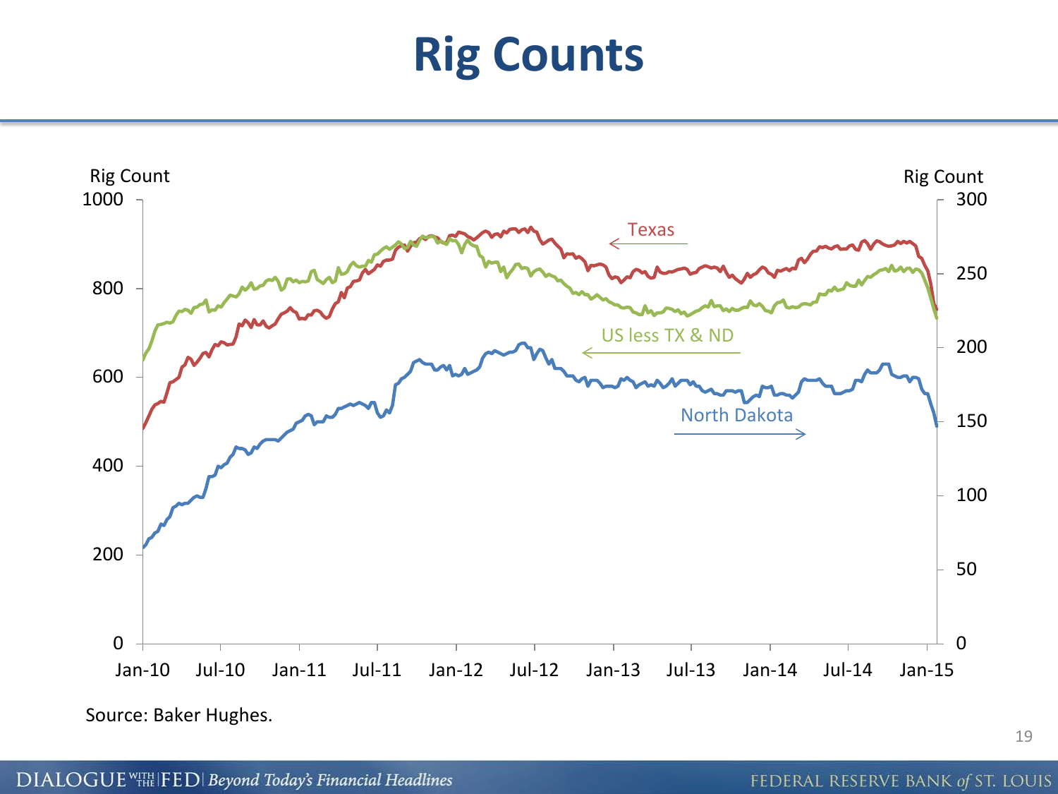# Rig Counts

Rig Count

1000

800

600

400

200

0

Rig Count

300

250

200

150

100

50

0

Texas

US less TX & ND

North Dakota

Jan-10 Jul-10 Jan-11 Jul-11 Jan-12 Jul-12 Jan-13 Jul-13 Jan-14 Jul-14 Jan-15

Source: Baker Hughes.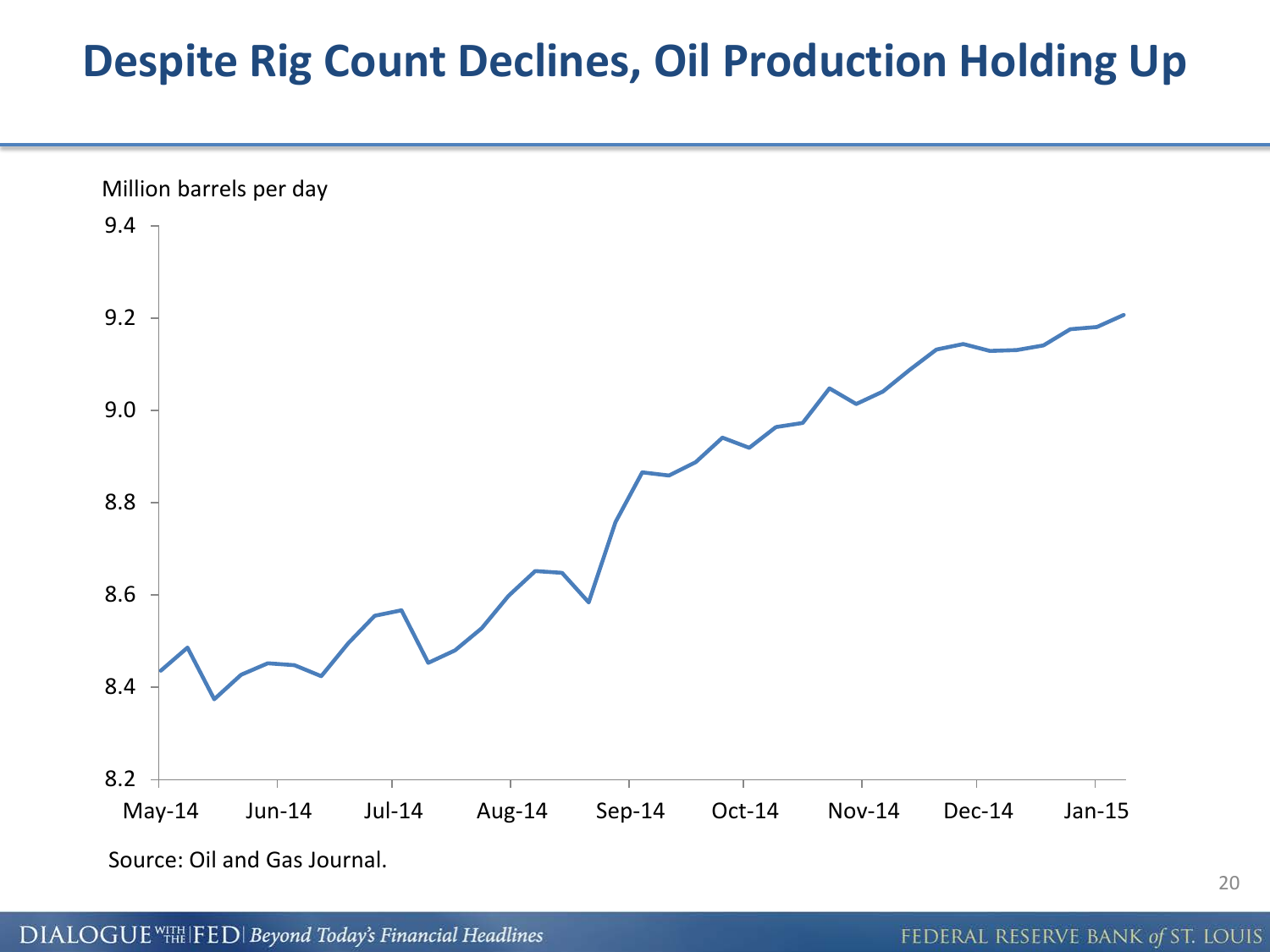# Despite Rig Count Declines, Oil Production Holding Up

Million barrels per day

Source: Oil and Gas Journal.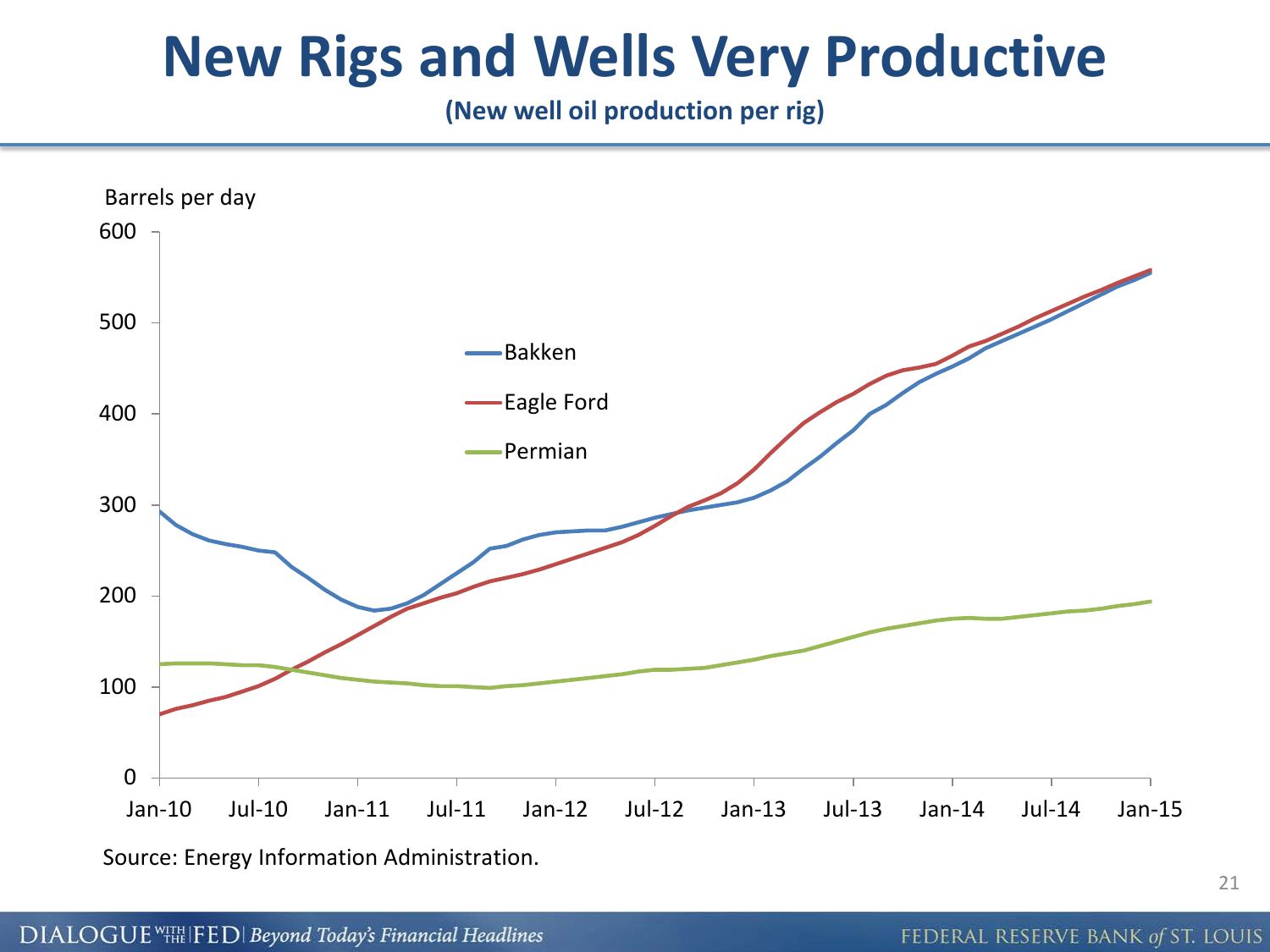# New Rigs and Wells Very Productive

**(New well oil production per rig)**

Barrels per day

Bakken

Eagle Ford

Permian

Source: Energy Information Administration.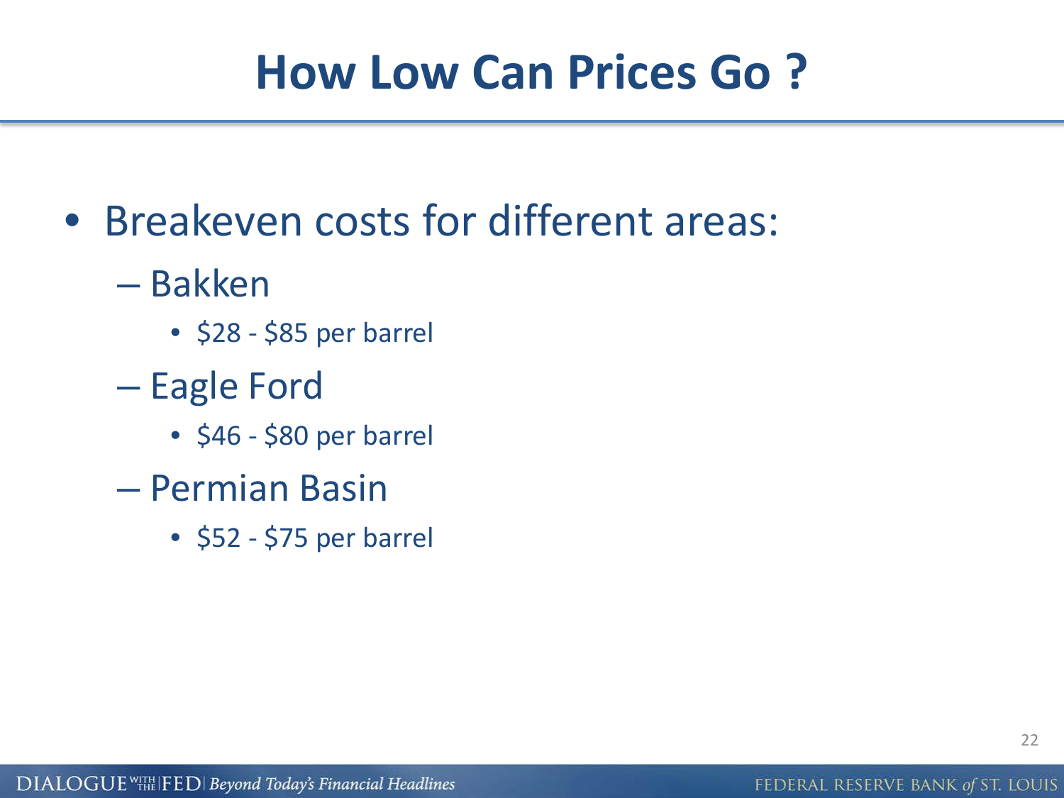# How Low Can Prices Go ?

- Breakeven costs for different areas:
  - Bakken
    - $28 - $85 per barrel
  - Eagle Ford
    - $46 - $80 per barrel
  - Permian Basin
    - $52 - $75 per barrel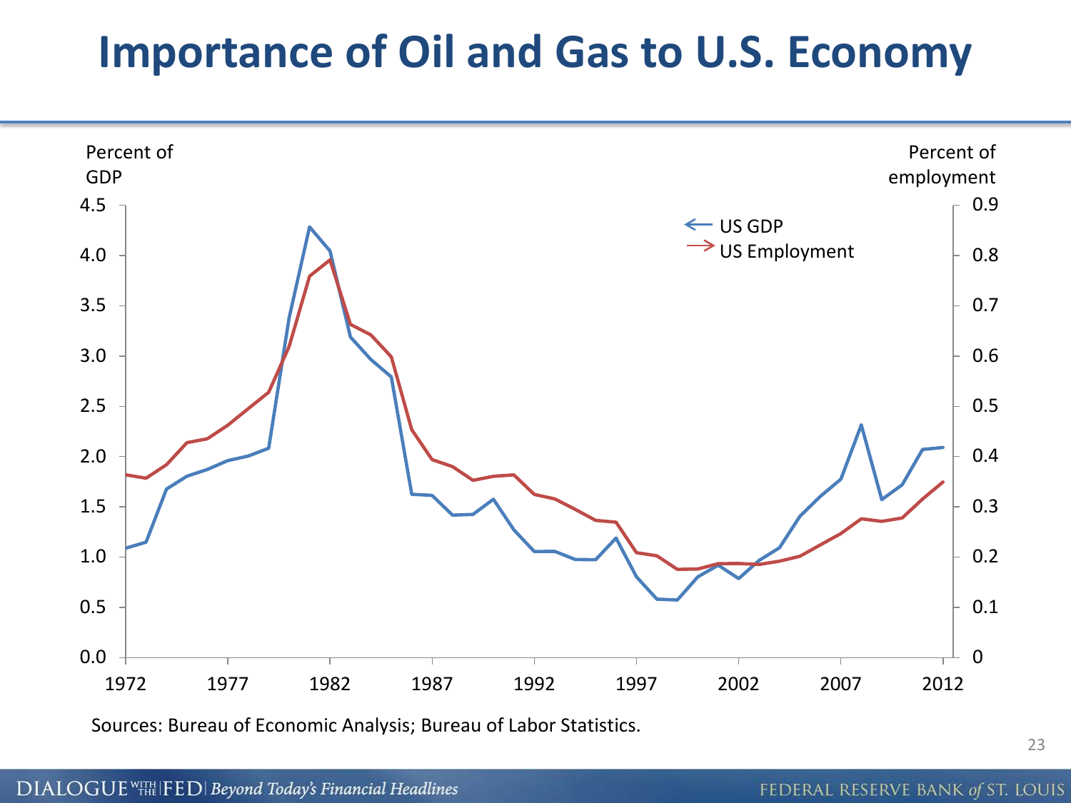# Importance of Oil and Gas to U.S. Economy

Percent of GDP

Percent of employment

← US GDP

→ US Employment

Sources: Bureau of Economic Analysis; Bureau of Labor Statistics.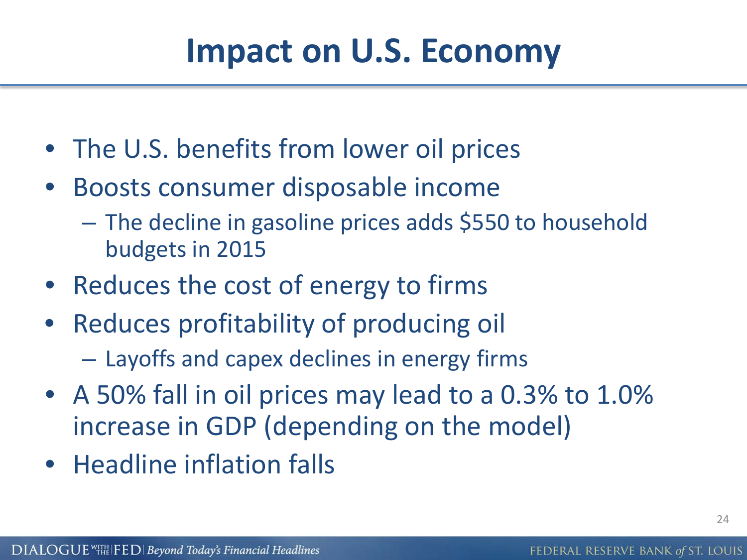# Impact on U.S. Economy

- The U.S. benefits from lower oil prices
- Boosts consumer disposable income
  - The decline in gasoline prices adds $550 to household budgets in 2015
- Reduces the cost of energy to firms
- Reduces profitability of producing oil
  - Layoffs and capex declines in energy firms
- A 50% fall in oil prices may lead to a 0.3% to 1.0% increase in GDP (depending on the model)
- Headline inflation falls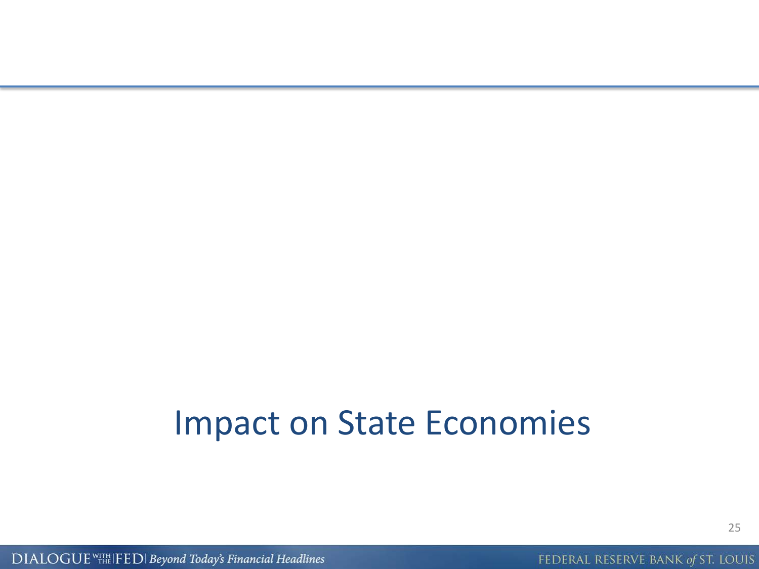# Impact on State Economies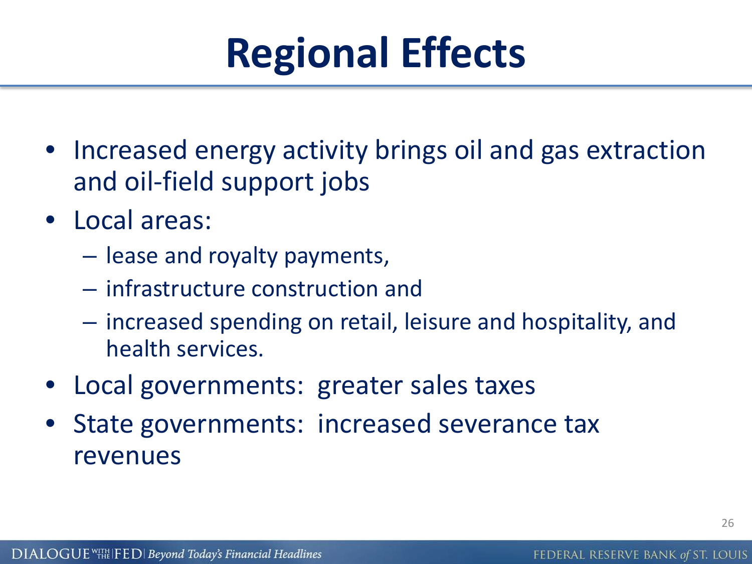# Regional Effects

- Increased energy activity brings oil and gas extraction and oil-field support jobs
- Local areas:
  - lease and royalty payments,
  - infrastructure construction and
  - increased spending on retail, leisure and hospitality, and health services.
- Local governments: greater sales taxes
- State governments: increased severance tax revenues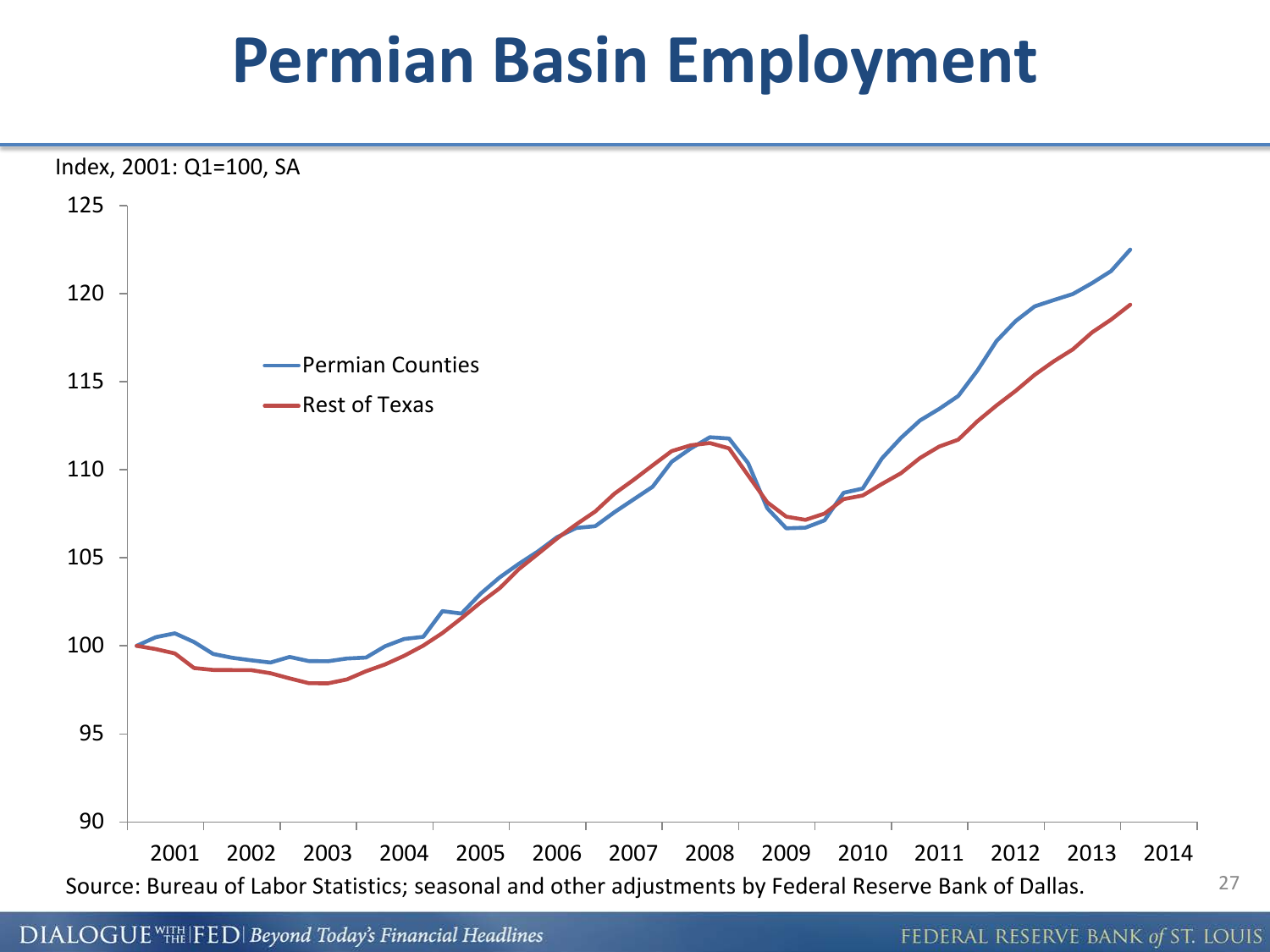# Permian Basin Employment

Index, 2001: Q1=100, SA

- Permian Counties
- Rest of Texas

Source: Bureau of Labor Statistics; seasonal and other adjustments by Federal Reserve Bank of Dallas.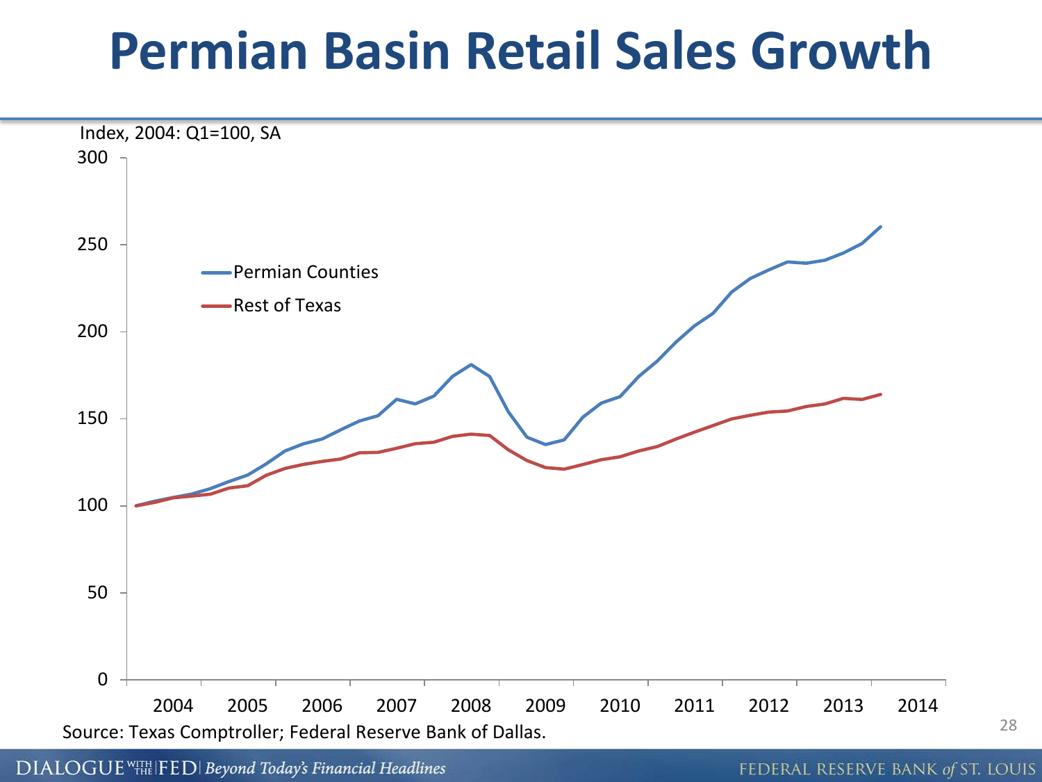# Permian Basin Retail Sales Growth

Index, 2004: Q1=100, SA

- Permian Counties
- Rest of Texas

Source: Texas Comptroller; Federal Reserve Bank of Dallas.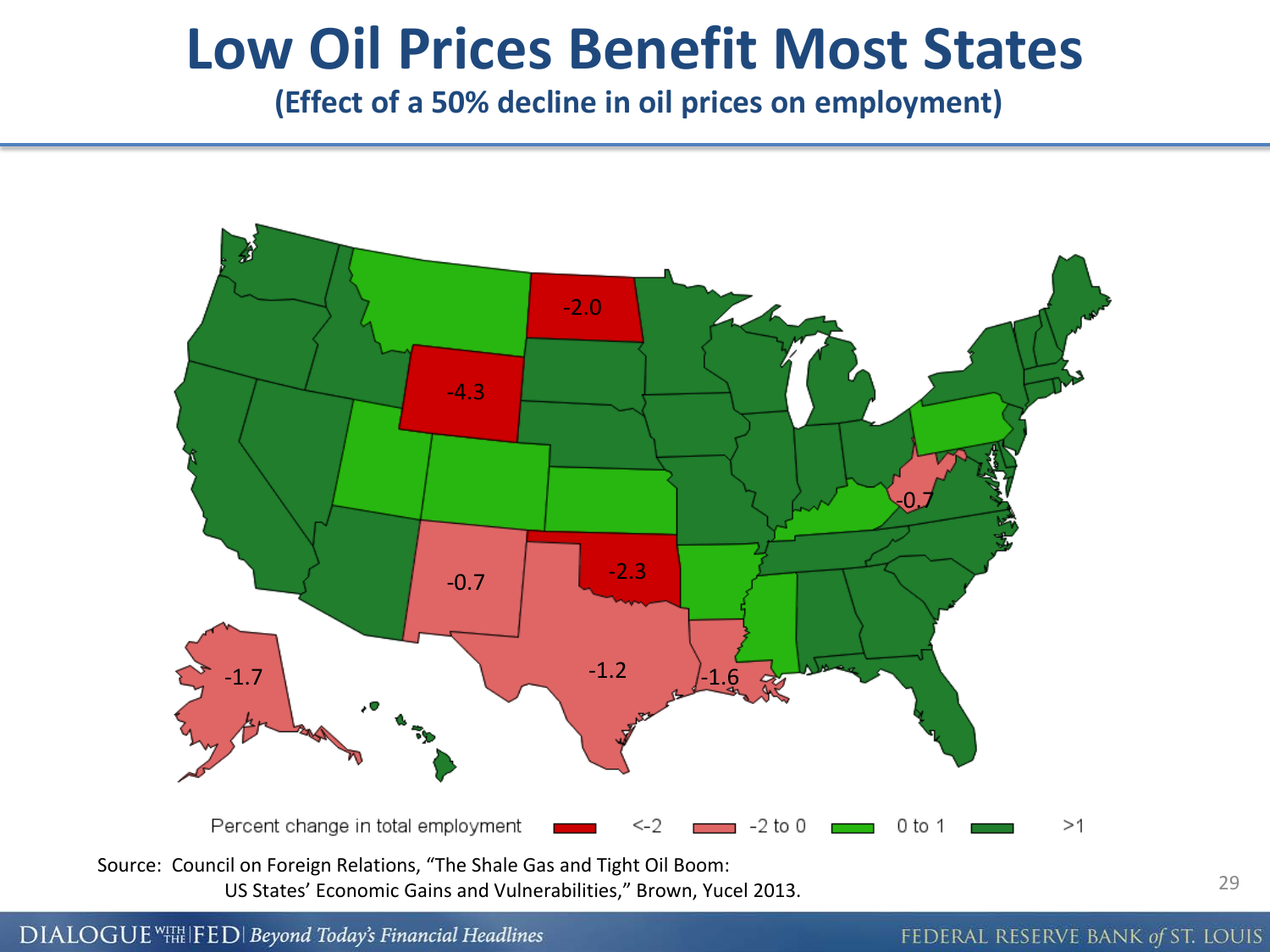# Low Oil Prices Benefit Most States

**(Effect of a 50% decline in oil prices on employment)**

-2.0

-4.3

-0.7

-0.7

-2.3

-1.7

-1.2

-1.6

Percent change in total employment: <-2 | -2 to 0 | 0 to 1 | >1

Source: Council on Foreign Relations, "The Shale Gas and Tight Oil Boom: US States' Economic Gains and Vulnerabilities," Brown, Yucel 2013.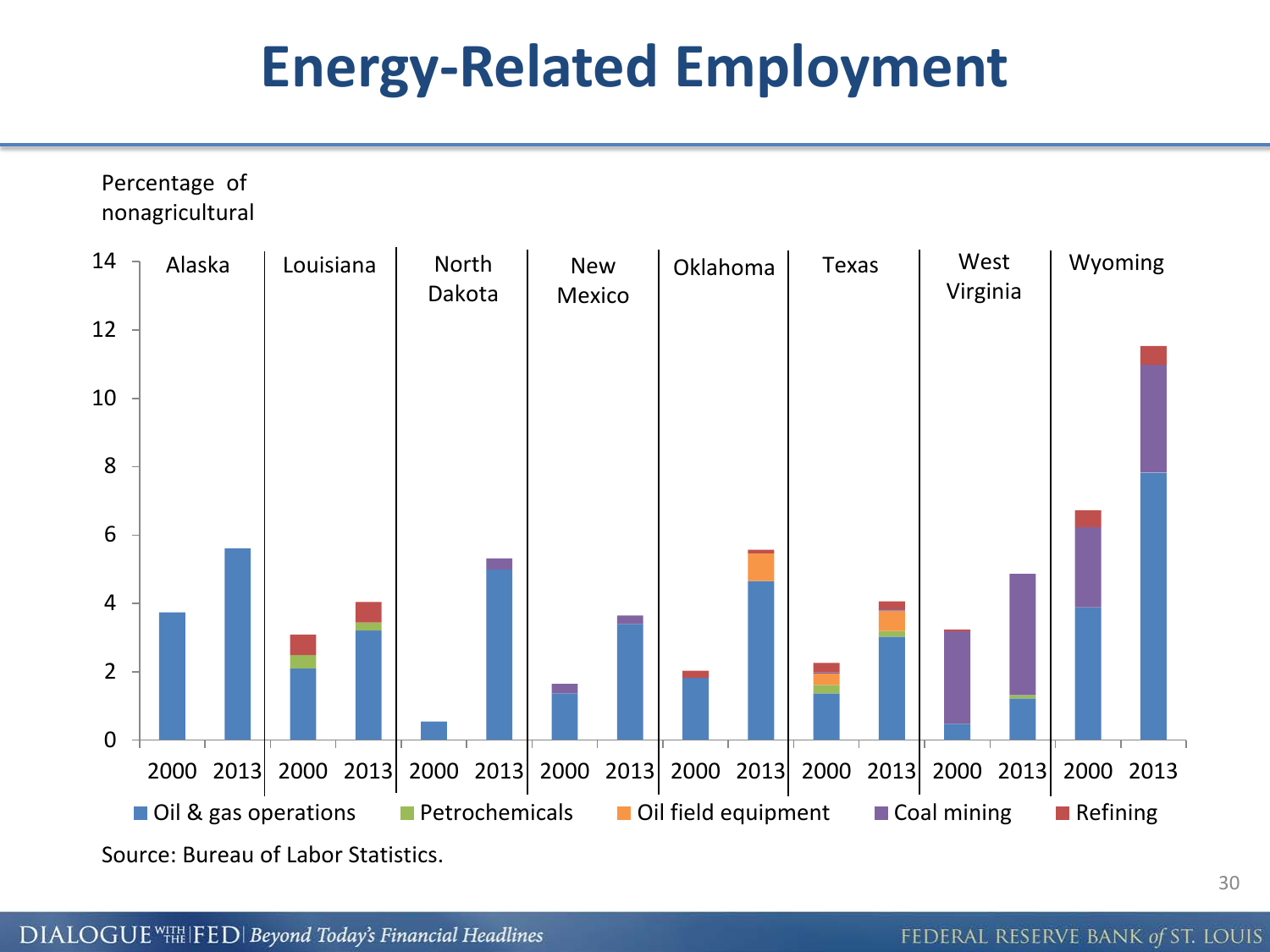# Energy-Related Employment

Percentage of nonagricultural

| | Alaska | | Louisiana | | North Dakota | | New Mexico | | Oklahoma | | Texas | | West Virginia | | Wyoming | |
|---|---|---|---|---|---|---|---|---|---|---|---|---|---|---|---|---|
| | 2000 | 2013 | 2000 | 2013 | 2000 | 2013 | 2000 | 2013 | 2000 | 2013 | 2000 | 2013 | 2000 | 2013 | 2000 | 2013 |

Legend: Oil & gas operations, Petrochemicals, Oil field equipment, Coal mining, Refining

Source: Bureau of Labor Statistics.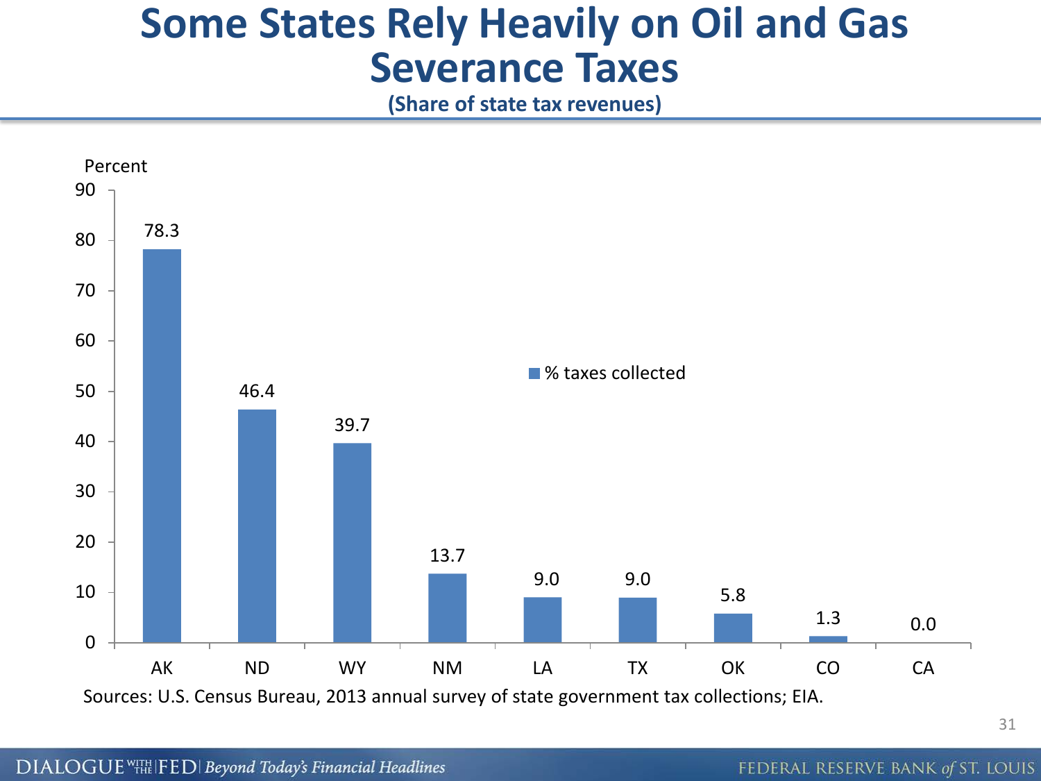# Some States Rely Heavily on Oil and Gas Severance Taxes

**(Share of state tax revenues)**

Percent

| State | % taxes collected |
|---|---|
| AK | 78.3 |
| ND | 46.4 |
| WY | 39.7 |
| NM | 13.7 |
| LA | 9.0 |
| TX | 9.0 |
| OK | 5.8 |
| CO | 1.3 |
| CA | 0.0 |

Sources: U.S. Census Bureau, 2013 annual survey of state government tax collections; EIA.

DIALOGUE WITH THE FED | *Beyond Today's Financial Headlines*

FEDERAL RESERVE BANK *of* ST. LOUIS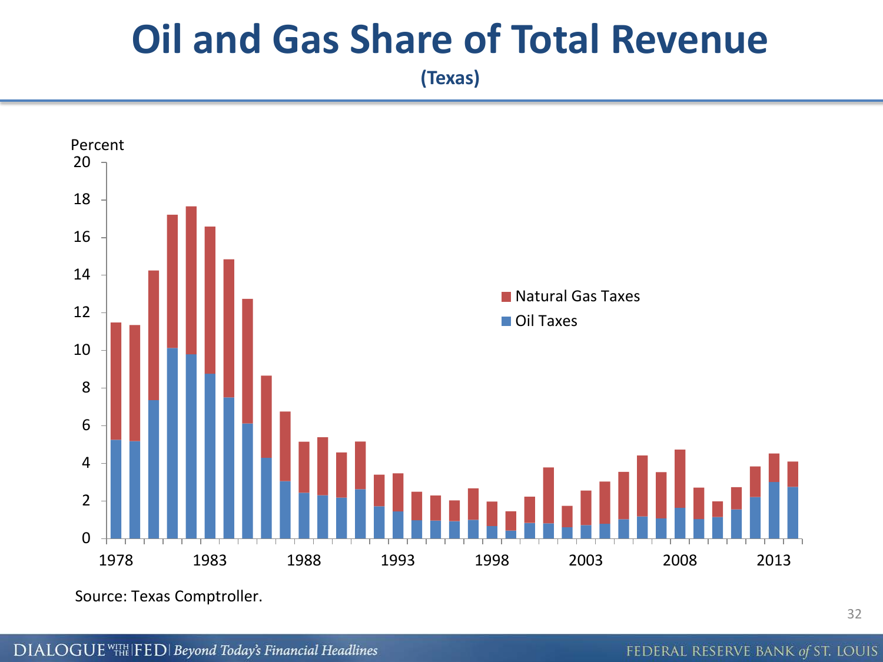# Oil and Gas Share of Total Revenue

**(Texas)**

Percent

Natural Gas Taxes
Oil Taxes

Source: Texas Comptroller.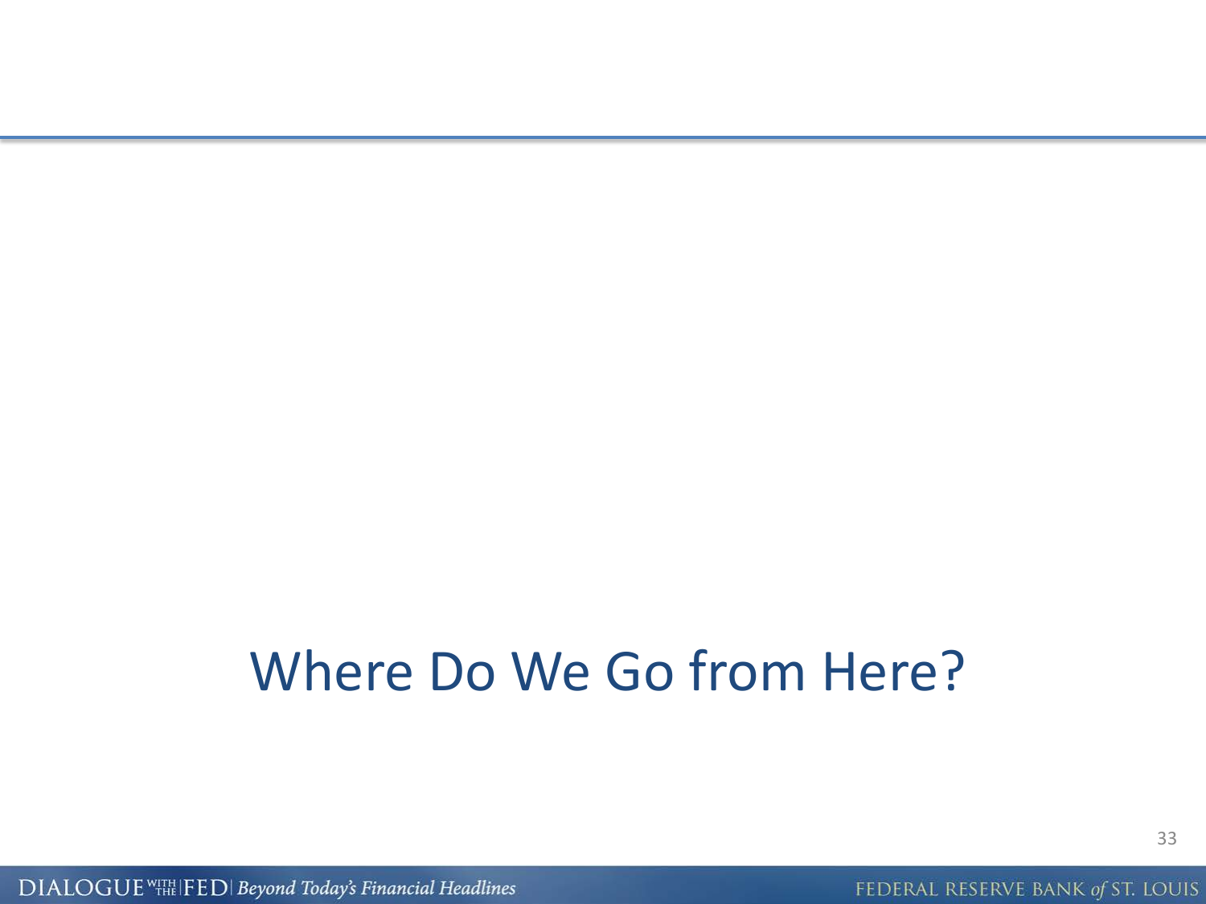# Where Do We Go from Here?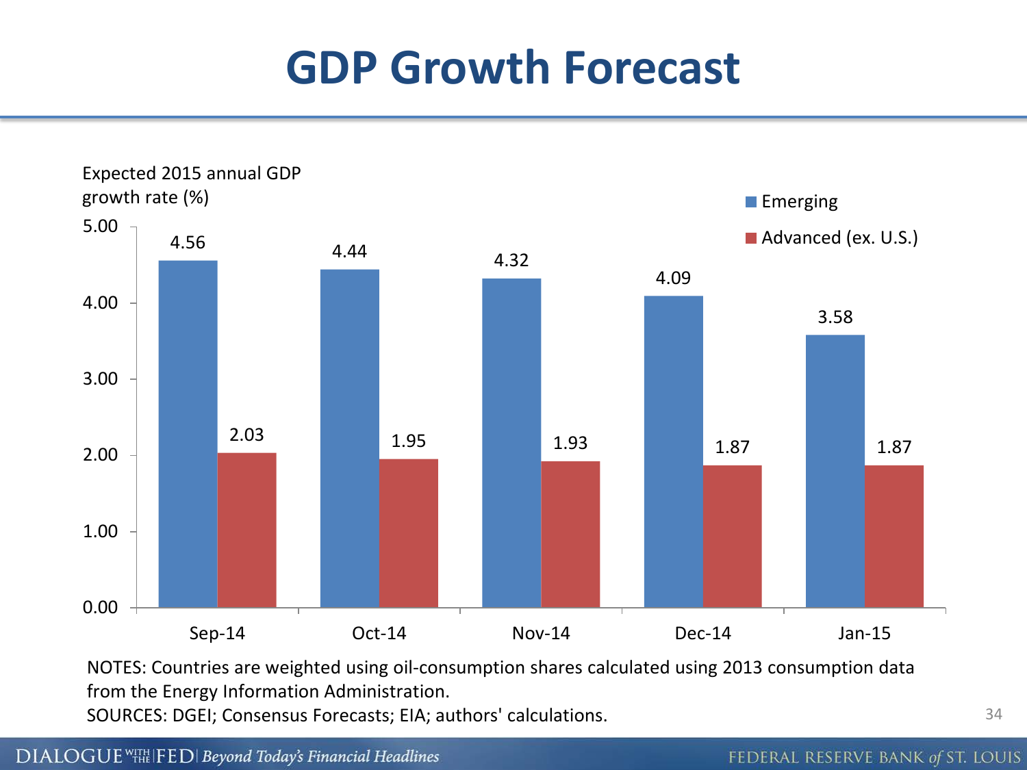# GDP Growth Forecast

Expected 2015 annual GDP growth rate (%)

| | Emerging | Advanced (ex. U.S.) |
|---|---|---|
| Sep-14 | 4.56 | 2.03 |
| Oct-14 | 4.44 | 1.95 |
| Nov-14 | 4.32 | 1.93 |
| Dec-14 | 4.09 | 1.87 |
| Jan-15 | 3.58 | 1.87 |

NOTES: Countries are weighted using oil-consumption shares calculated using 2013 consumption data from the Energy Information Administration.

SOURCES: DGEI; Consensus Forecasts; EIA; authors' calculations.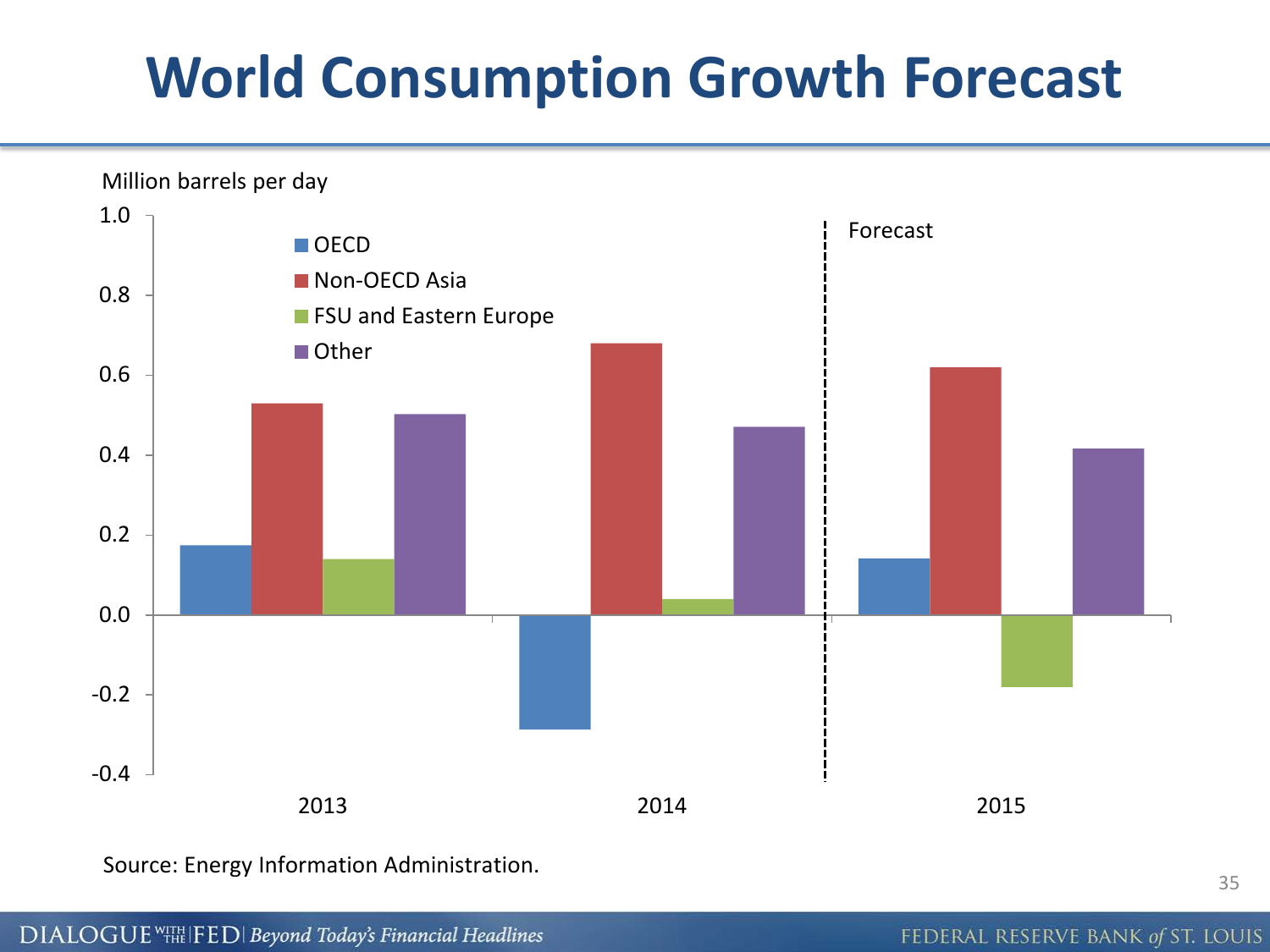# World Consumption Growth Forecast

Million barrels per day

| | OECD | Non-OECD Asia | FSU and Eastern Europe | Other |
|---|---|---|---|---|
| 2013 | 0.17 | 0.53 | 0.14 | 0.50 |
| 2014 | -0.29 | 0.68 | 0.04 | 0.47 |
| 2015 (Forecast) | 0.14 | 0.62 | -0.18 | 0.42 |

Source: Energy Information Administration.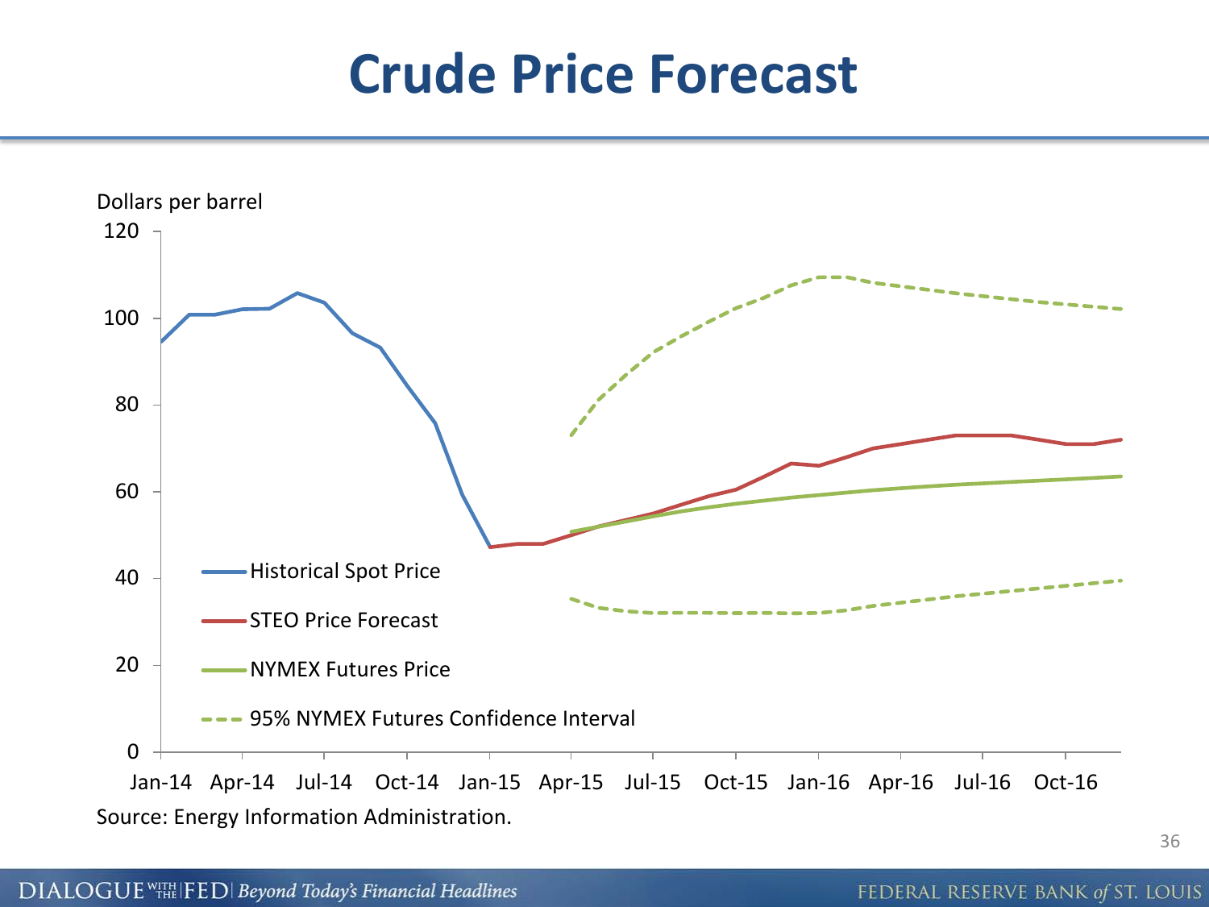# Crude Price Forecast

Dollars per barrel

120

100

80

60

40

20

0

Jan-14 Apr-14 Jul-14 Oct-14 Jan-15 Apr-15 Jul-15 Oct-15 Jan-16 Apr-16 Jul-16 Oct-16

- Historical Spot Price
- STEO Price Forecast
- NYMEX Futures Price
- 95% NYMEX Futures Confidence Interval

Source: Energy Information Administration.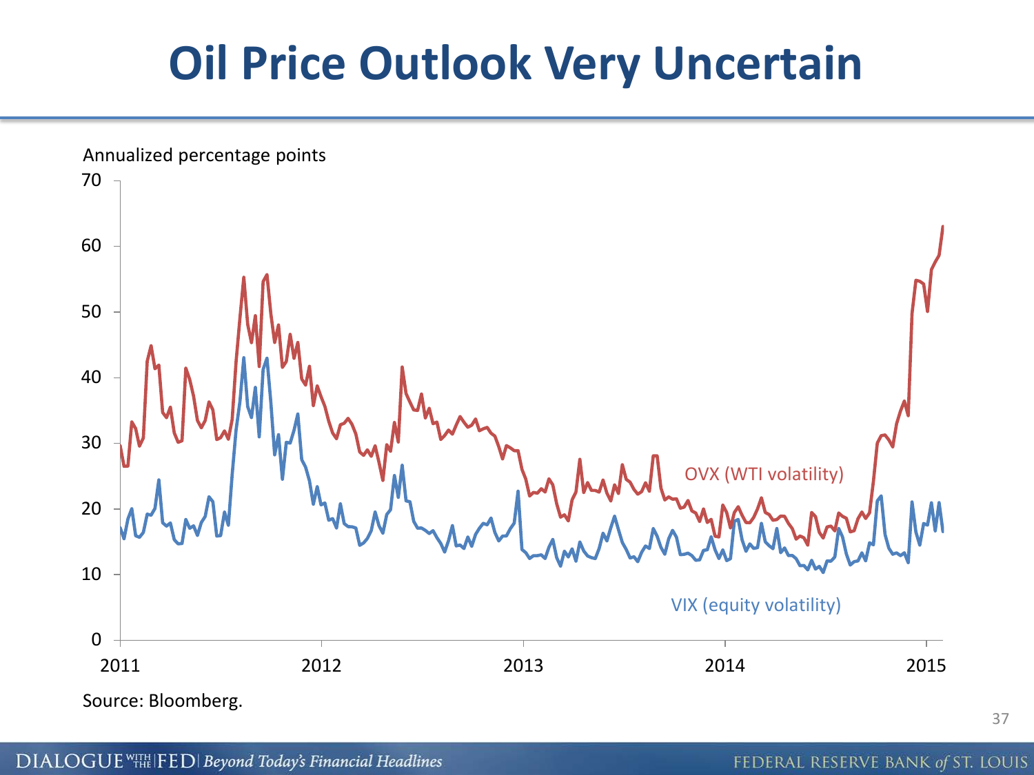# Oil Price Outlook Very Uncertain

Annualized percentage points

70
60
50
40
30
20
10
0

2011 2012 2013 2014 2015

OVX (WTI volatility)

VIX (equity volatility)

Source: Bloomberg.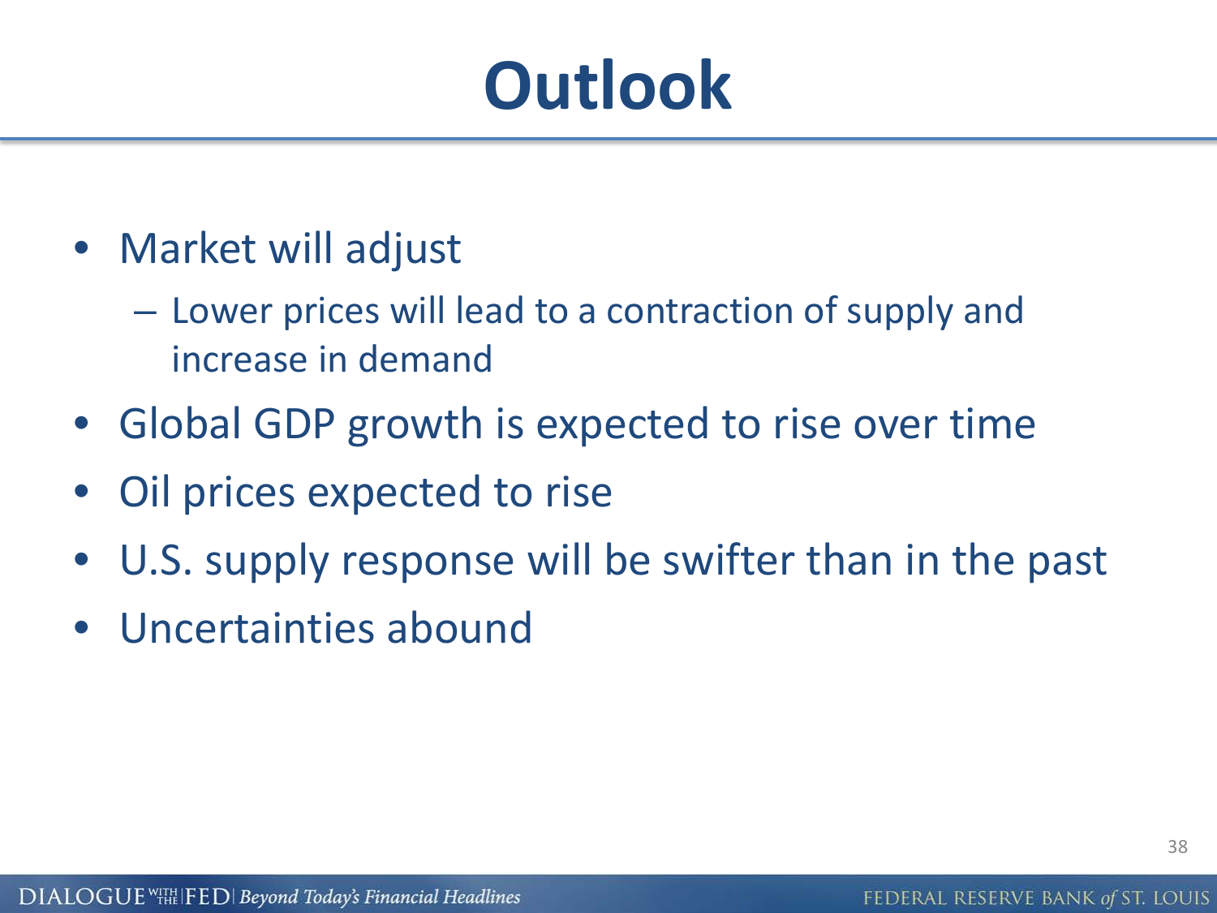# Outlook

- Market will adjust
  - Lower prices will lead to a contraction of supply and increase in demand
- Global GDP growth is expected to rise over time
- Oil prices expected to rise
- U.S. supply response will be swifter than in the past
- Uncertainties abound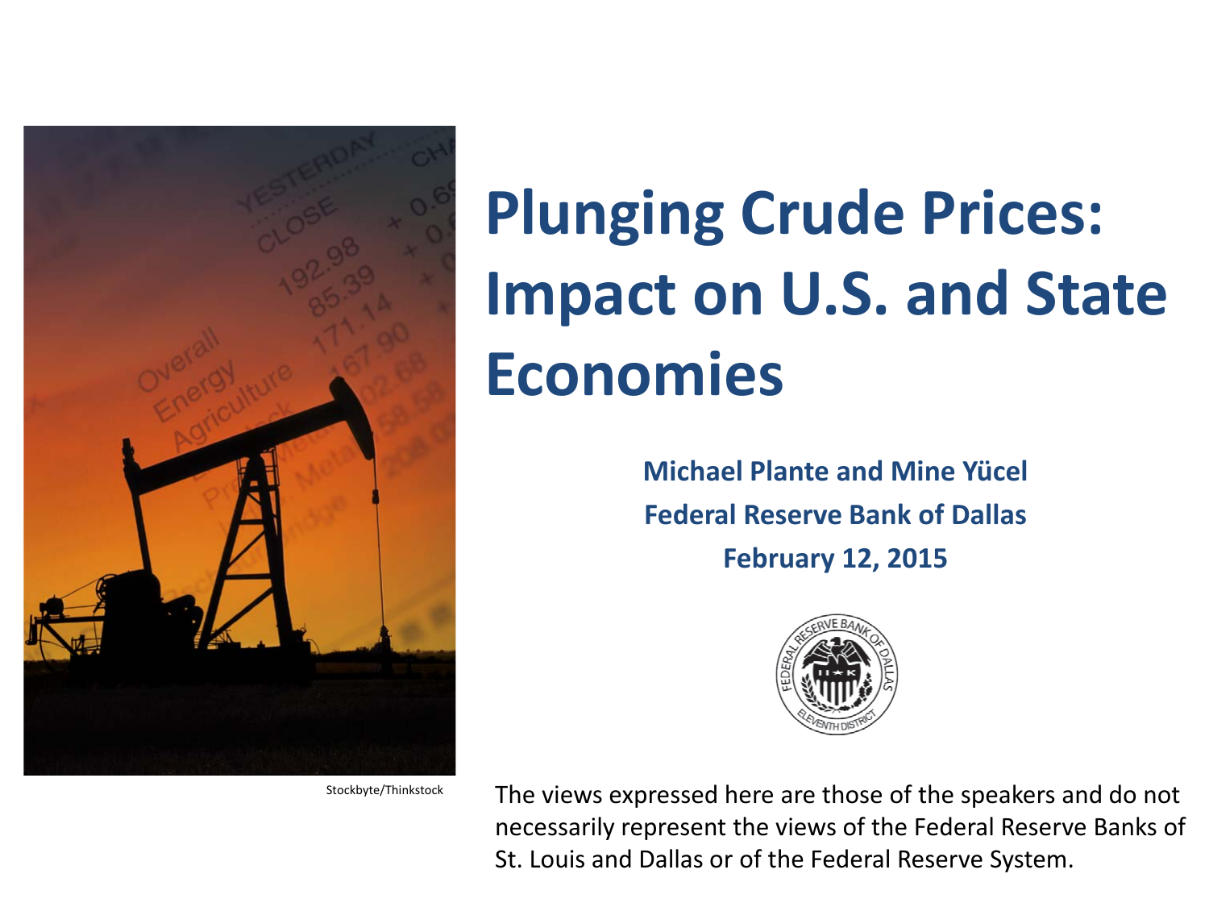# Plunging Crude Prices: Impact on U.S. and State Economies

**Michael Plante and Mine Yücel**

**Federal Reserve Bank of Dallas**

**February 12, 2015**

Stockbyte/Thinkstock

The views expressed here are those of the speakers and do not necessarily represent the views of the Federal Reserve Banks of St. Louis and Dallas or of the Federal Reserve System.